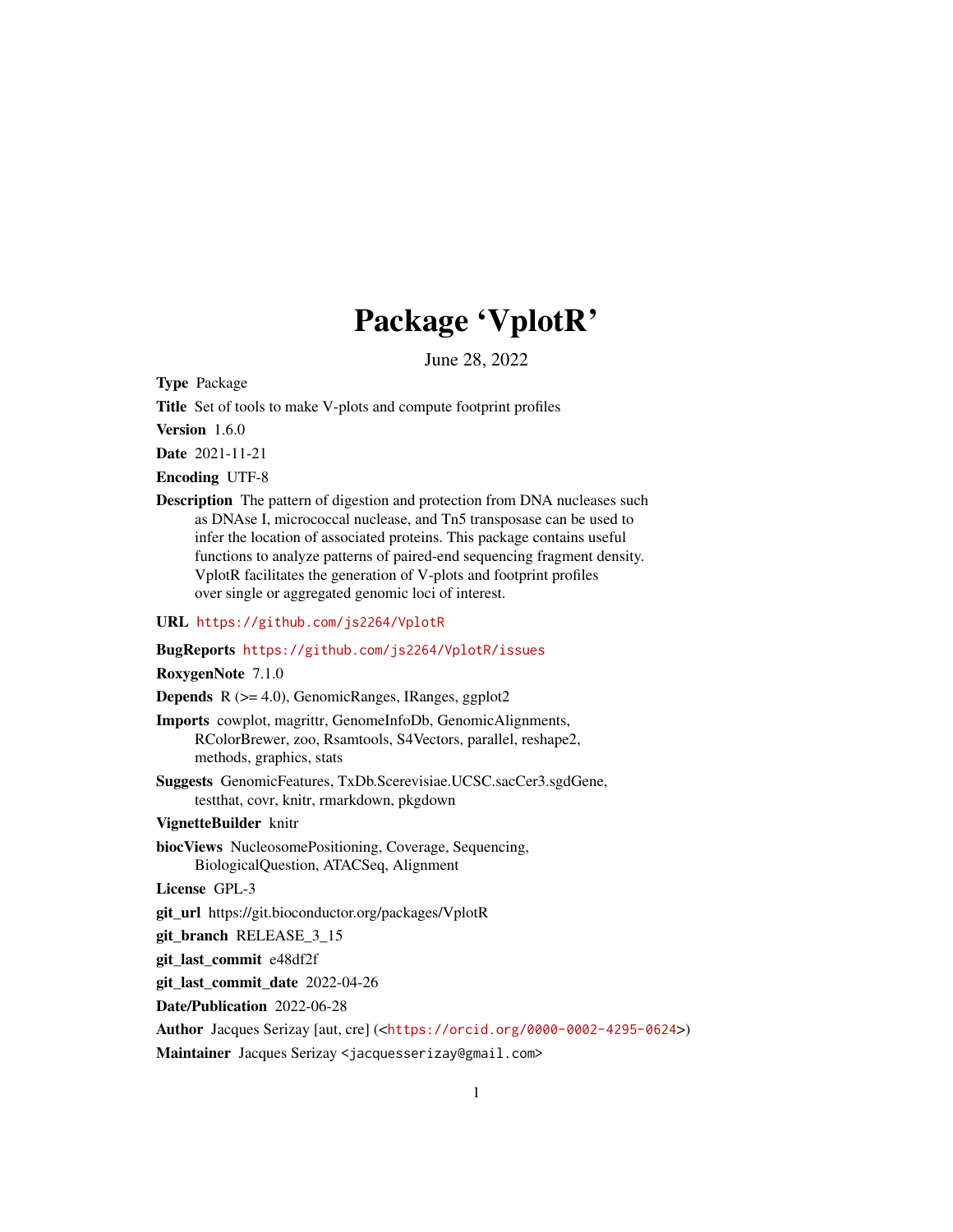# Package 'VplotR'

June 28, 2022

**Type** Package

**Title** Set of tools to make V-plots and compute footprint profiles

**Version** 1.6.0

**Date** 2021-11-21

**Encoding** UTF-8

**Description** The pattern of digestion and protection from DNA nucleases such as DNAse I, micrococcal nuclease, and Tn5 transposase can be used to infer the location of associated proteins. This package contains useful functions to analyze patterns of paired-end sequencing fragment density. VplotR facilitates the generation of V-plots and footprint profiles over single or aggregated genomic loci of interest.

**URL** https://github.com/js2264/VplotR

**BugReports** https://github.com/js2264/VplotR/issues

**RoxygenNote** 7.1.0

**Depends** R (>= 4.0), GenomicRanges, IRanges, ggplot2

**Imports** cowplot, magrittr, GenomeInfoDb, GenomicAlignments, RColorBrewer, zoo, Rsamtools, S4Vectors, parallel, reshape2, methods, graphics, stats

**Suggests** GenomicFeatures, TxDb.Scerevisiae.UCSC.sacCer3.sgdGene, testthat, covr, knitr, rmarkdown, pkgdown

**VignetteBuilder** knitr

**biocViews** NucleosomePositioning, Coverage, Sequencing, BiologicalQuestion, ATACSeq, Alignment

**License** GPL-3

**git_url** https://git.bioconductor.org/packages/VplotR

**git_branch** RELEASE_3_15

**git_last_commit** e48df2f

**git_last_commit_date** 2022-04-26

**Date/Publication** 2022-06-28

**Author** Jacques Serizay [aut, cre] (<https://orcid.org/0000-0002-4295-0624>)

**Maintainer** Jacques Serizay <jacquesserizay@gmail.com>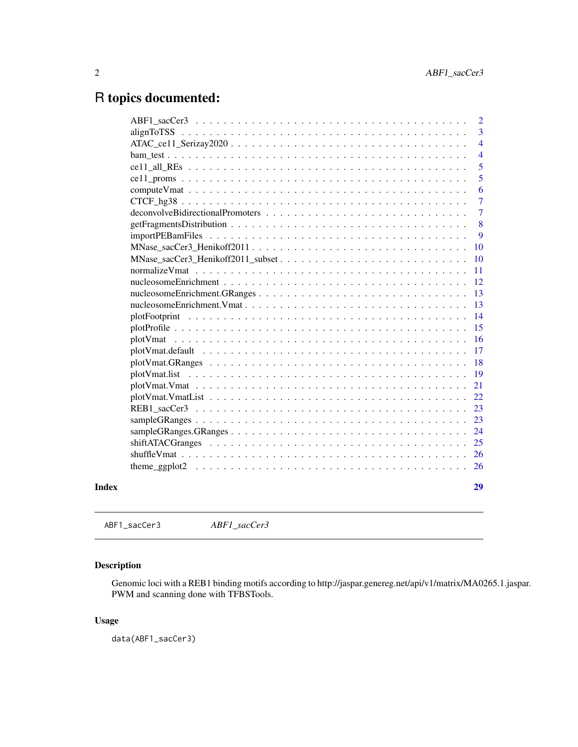# R topics documented:

| | |
|---|---|
| ABF1_sacCer3 | 2 |
| alignToTSS | 3 |
| ATAC_ce11_Serizay2020 | 4 |
| bam_test | 4 |
| ce11_all_REs | 5 |
| ce11_proms | 5 |
| computeVmat | 6 |
| CTCF_hg38 | 7 |
| deconvolveBidirectionalPromoters | 7 |
| getFragmentsDistribution | 8 |
| importPEBamFiles | 9 |
| MNase_sacCer3_Henikoff2011 | 10 |
| MNase_sacCer3_Henikoff2011_subset | 10 |
| normalizeVmat | 11 |
| nucleosomeEnrichment | 12 |
| nucleosomeEnrichment.GRanges | 13 |
| nucleosomeEnrichment.Vmat | 13 |
| plotFootprint | 14 |
| plotProfile | 15 |
| plotVmat | 16 |
| plotVmat.default | 17 |
| plotVmat.GRanges | 18 |
| plotVmat.list | 19 |
| plotVmat.Vmat | 21 |
| plotVmat.VmatList | 22 |
| REB1_sacCer3 | 23 |
| sampleGRanges | 23 |
| sampleGRanges.GRanges | 24 |
| shiftATACGranges | 25 |
| shuffleVmat | 26 |
| theme_ggplot2 | 26 |

**Index** **29**

---

`ABF1_sacCer3` *ABF1_sacCer3*

---

## Description

Genomic loci with a REB1 binding motifs according to http://jaspar.genereg.net/api/v1/matrix/MA0265.1.jaspar. PWM and scanning done with TFBSTools.

## Usage

```
data(ABF1_sacCer3)
```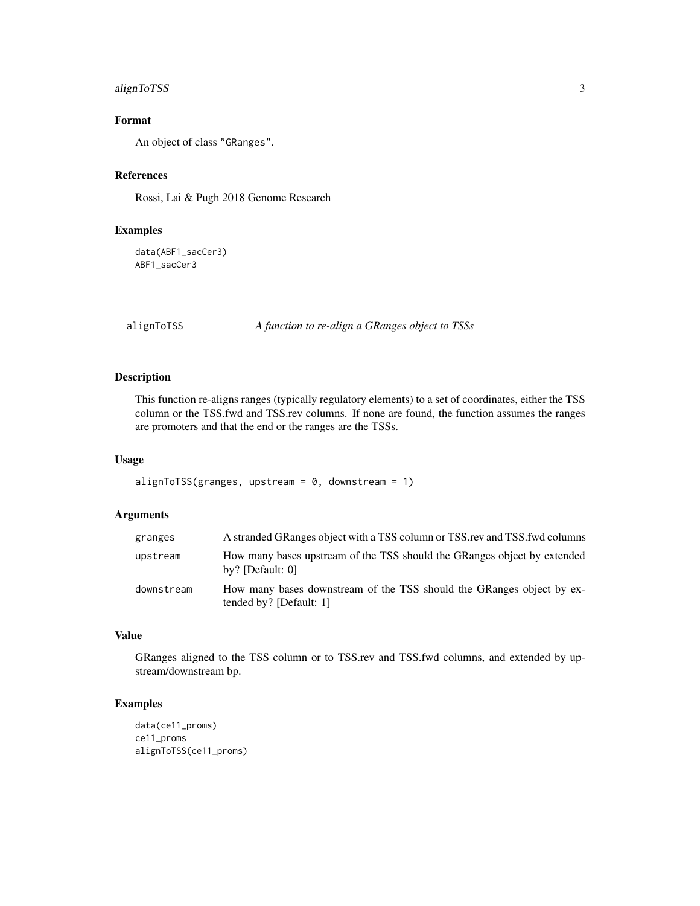## Format

An object of class "GRanges".

## References

Rossi, Lai & Pugh 2018 Genome Research

## Examples

```
data(ABF1_sacCer3)
ABF1_sacCer3
```

---

# alignToTSS — *A function to re-align a GRanges object to TSSs*

## Description

This function re-aligns ranges (typically regulatory elements) to a set of coordinates, either the TSS column or the TSS.fwd and TSS.rev columns. If none are found, the function assumes the ranges are promoters and that the end or the ranges are the TSSs.

## Usage

```
alignToTSS(granges, upstream = 0, downstream = 1)
```

## Arguments

| | |
|---|---|
| `granges` | A stranded GRanges object with a TSS column or TSS.rev and TSS.fwd columns |
| `upstream` | How many bases upstream of the TSS should the GRanges object by extended by? [Default: 0] |
| `downstream` | How many bases downstream of the TSS should the GRanges object by extended by? [Default: 1] |

## Value

GRanges aligned to the TSS column or to TSS.rev and TSS.fwd columns, and extended by upstream/downstream bp.

## Examples

```
data(ce11_proms)
ce11_proms
alignToTSS(ce11_proms)
```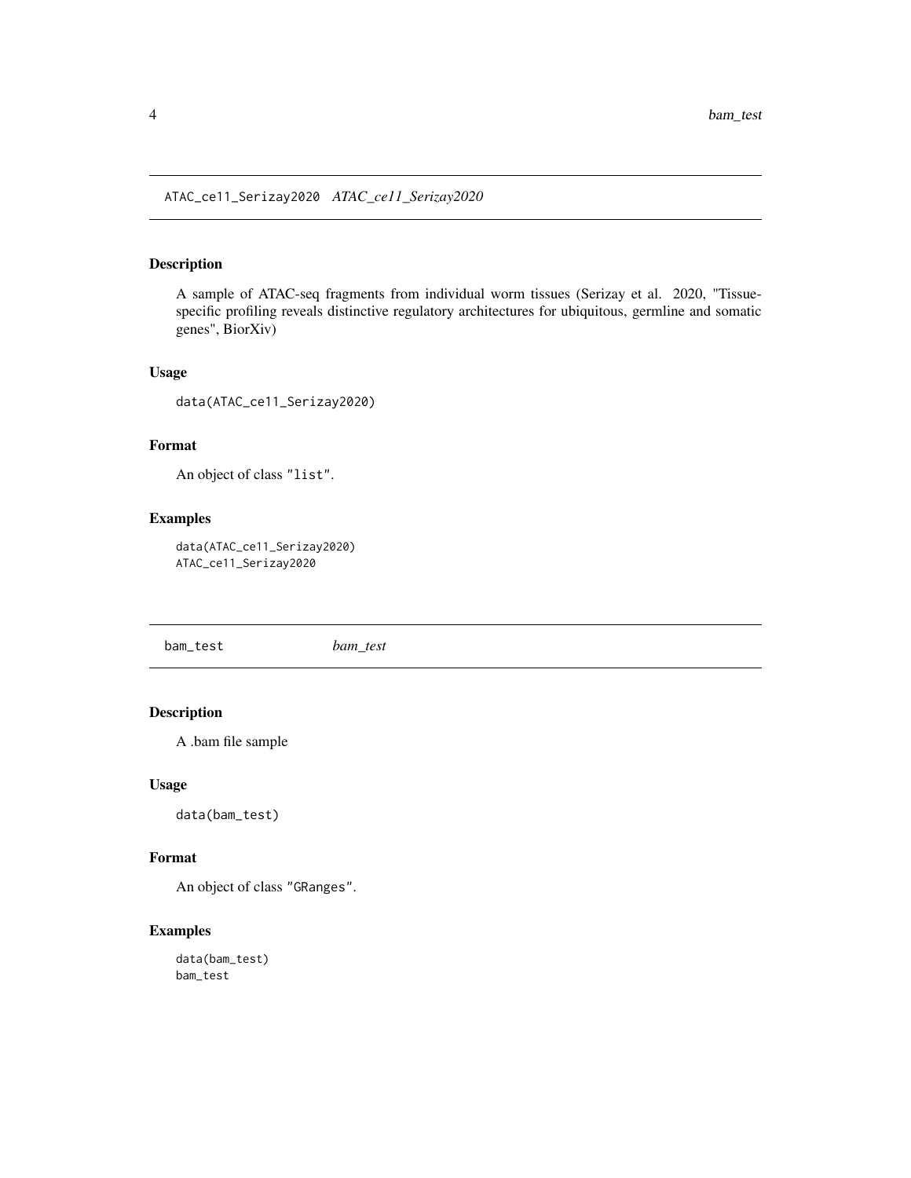## ATAC_ce11_Serizay2020 *ATAC_ce11_Serizay2020*

### Description

A sample of ATAC-seq fragments from individual worm tissues (Serizay et al. 2020, "Tissue-specific profiling reveals distinctive regulatory architectures for ubiquitous, germline and somatic genes", BiorXiv)

### Usage

```
data(ATAC_ce11_Serizay2020)
```

### Format

An object of class "list".

### Examples

```
data(ATAC_ce11_Serizay2020)
ATAC_ce11_Serizay2020
```

## bam_test *bam_test*

### Description

A .bam file sample

### Usage

```
data(bam_test)
```

### Format

An object of class "GRanges".

### Examples

```
data(bam_test)
bam_test
```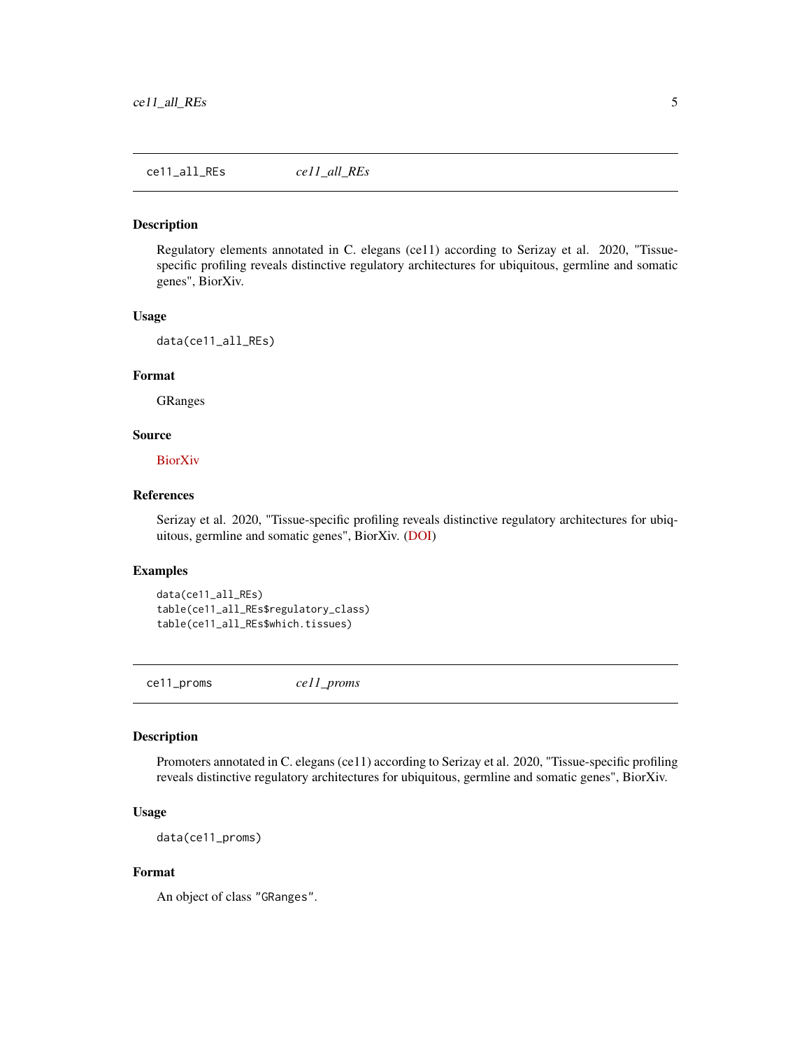## ce11_all_REs        *ce11_all_REs*

### Description

Regulatory elements annotated in C. elegans (ce11) according to Serizay et al. 2020, "Tissue-specific profiling reveals distinctive regulatory architectures for ubiquitous, germline and somatic genes", BiorXiv.

### Usage

```
data(ce11_all_REs)
```

### Format

GRanges

### Source

BiorXiv

### References

Serizay et al. 2020, "Tissue-specific profiling reveals distinctive regulatory architectures for ubiquitous, germline and somatic genes", BiorXiv. (DOI)

### Examples

```
data(ce11_all_REs)
table(ce11_all_REs$regulatory_class)
table(ce11_all_REs$which.tissues)
```

## ce11_proms        *ce11_proms*

### Description

Promoters annotated in C. elegans (ce11) according to Serizay et al. 2020, "Tissue-specific profiling reveals distinctive regulatory architectures for ubiquitous, germline and somatic genes", BiorXiv.

### Usage

```
data(ce11_proms)
```

### Format

An object of class "GRanges".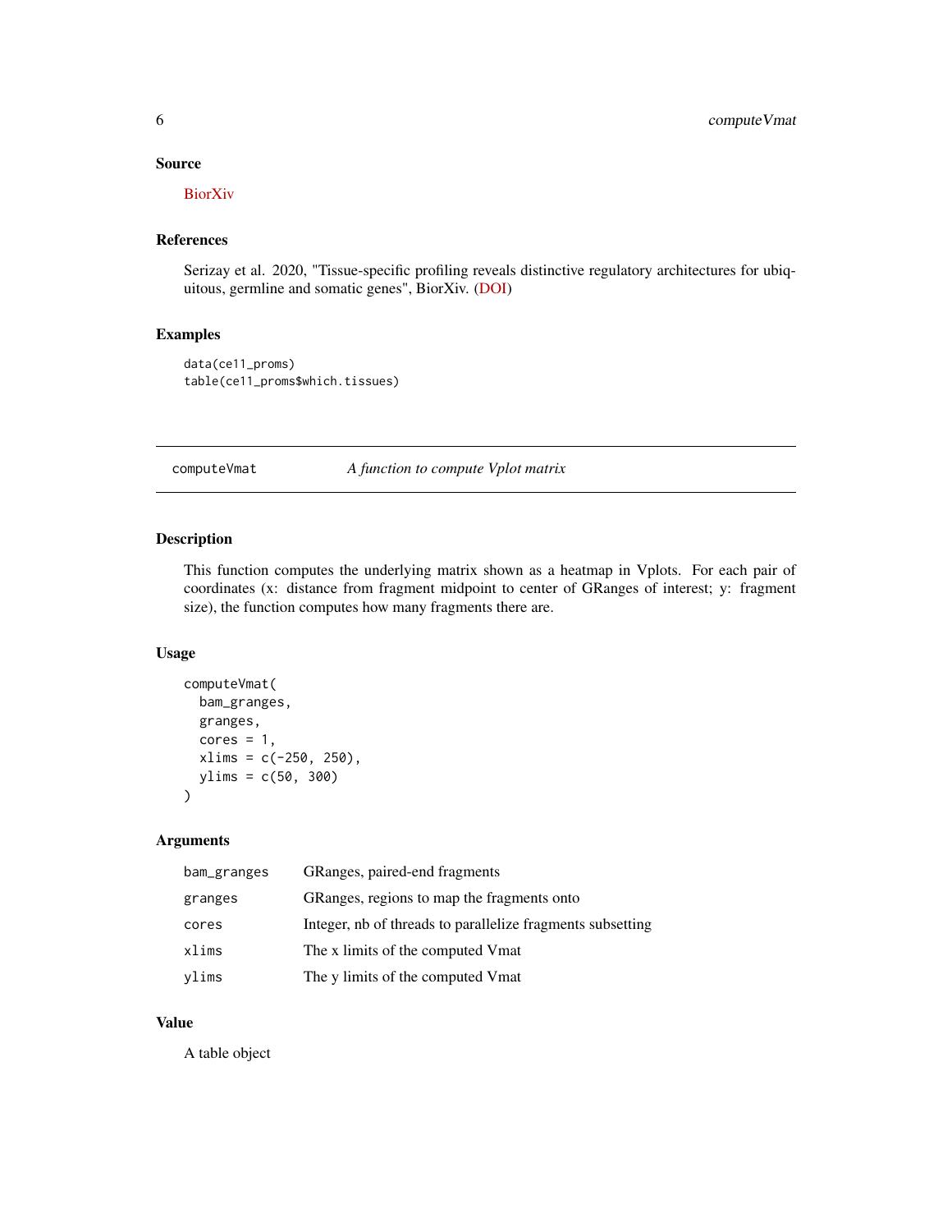### Source

BiorXiv

### References

Serizay et al. 2020, "Tissue-specific profiling reveals distinctive regulatory architectures for ubiquitous, germline and somatic genes", BiorXiv. (DOI)

### Examples

```
data(ce11_proms)
table(ce11_proms$which.tissues)
```

---

## computeVmat — *A function to compute Vplot matrix*

---

### Description

This function computes the underlying matrix shown as a heatmap in Vplots. For each pair of coordinates (x: distance from fragment midpoint to center of GRanges of interest; y: fragment size), the function computes how many fragments there are.

### Usage

```
computeVmat(
  bam_granges,
  granges,
  cores = 1,
  xlims = c(-250, 250),
  ylims = c(50, 300)
)
```

### Arguments

| | |
|---|---|
| `bam_granges` | GRanges, paired-end fragments |
| `granges` | GRanges, regions to map the fragments onto |
| `cores` | Integer, nb of threads to parallelize fragments subsetting |
| `xlims` | The x limits of the computed Vmat |
| `ylims` | The y limits of the computed Vmat |

### Value

A table object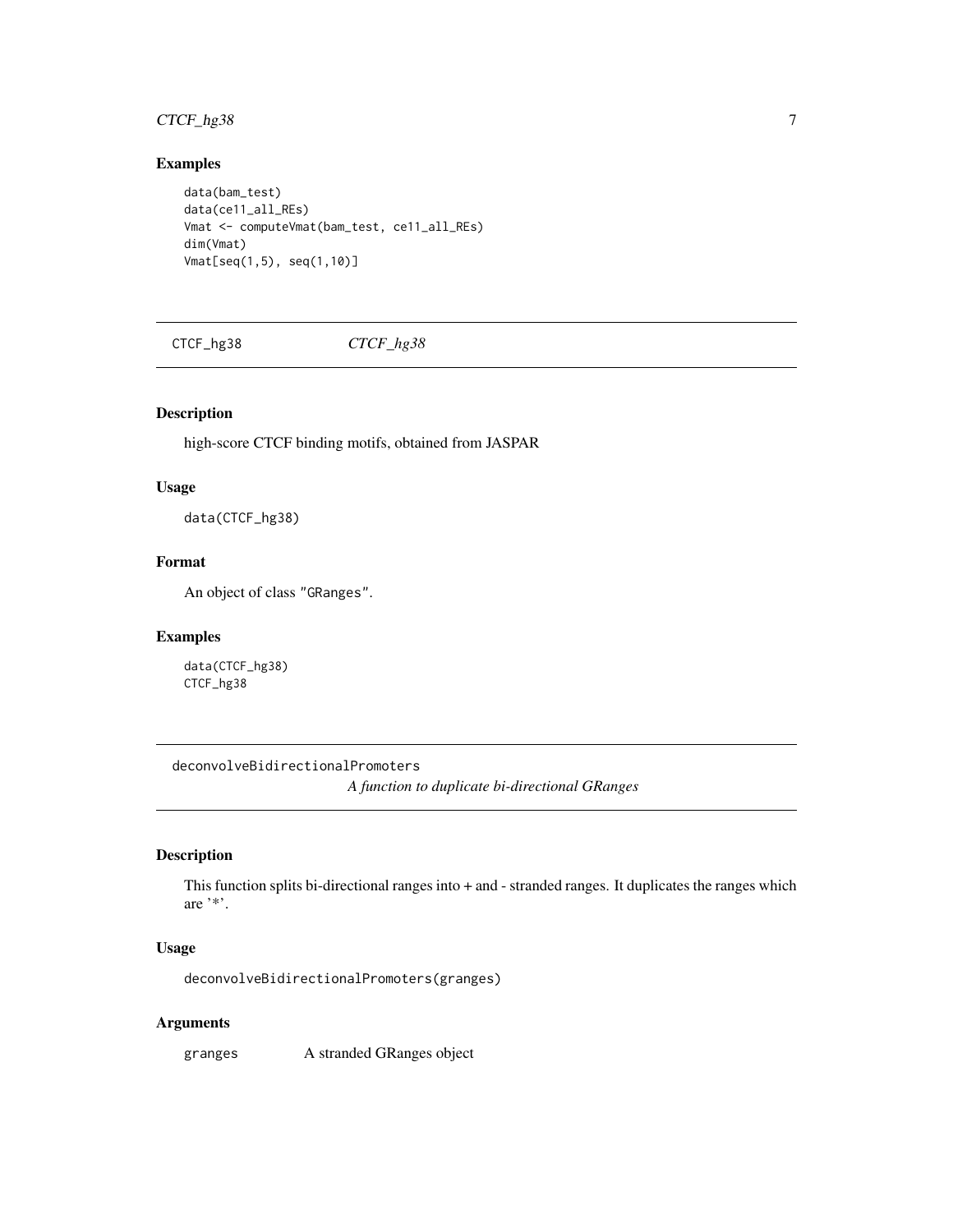## Examples

```
data(bam_test)
data(ce11_all_REs)
Vmat <- computeVmat(bam_test, ce11_all_REs)
dim(Vmat)
Vmat[seq(1,5), seq(1,10)]
```

---

# CTCF_hg38 — *CTCF_hg38*

## Description

high-score CTCF binding motifs, obtained from JASPAR

## Usage

```
data(CTCF_hg38)
```

## Format

An object of class "GRanges".

## Examples

```
data(CTCF_hg38)
CTCF_hg38
```

---

# deconvolveBidirectionalPromoters — *A function to duplicate bi-directional GRanges*

## Description

This function splits bi-directional ranges into + and - stranded ranges. It duplicates the ranges which are '*'.

## Usage

```
deconvolveBidirectionalPromoters(granges)
```

## Arguments

| | |
|---|---|
| granges | A stranded GRanges object |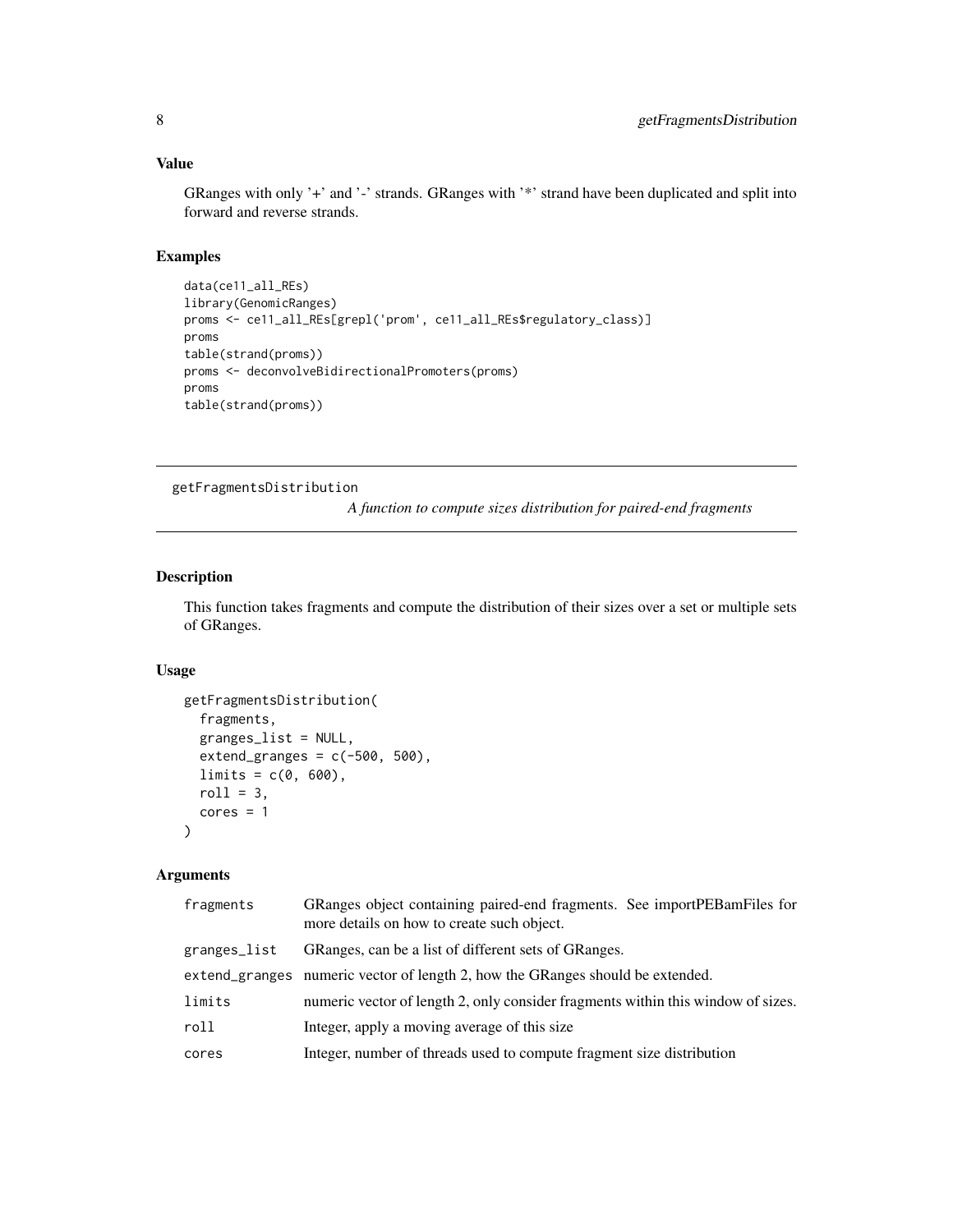### Value

GRanges with only '+' and '-' strands. GRanges with '*' strand have been duplicated and split into forward and reverse strands.

### Examples

```
data(ce11_all_REs)
library(GenomicRanges)
proms <- ce11_all_REs[grepl('prom', ce11_all_REs$regulatory_class)]
proms
table(strand(proms))
proms <- deconvolveBidirectionalPromoters(proms)
proms
table(strand(proms))
```

---

## getFragmentsDistribution

*A function to compute sizes distribution for paired-end fragments*

---

### Description

This function takes fragments and compute the distribution of their sizes over a set or multiple sets of GRanges.

### Usage

```
getFragmentsDistribution(
  fragments,
  granges_list = NULL,
  extend_granges = c(-500, 500),
  limits = c(0, 600),
  roll = 3,
  cores = 1
)
```

### Arguments

| | |
|---|---|
| fragments | GRanges object containing paired-end fragments. See importPEBamFiles for more details on how to create such object. |
| granges_list | GRanges, can be a list of different sets of GRanges. |
| extend_granges | numeric vector of length 2, how the GRanges should be extended. |
| limits | numeric vector of length 2, only consider fragments within this window of sizes. |
| roll | Integer, apply a moving average of this size |
| cores | Integer, number of threads used to compute fragment size distribution |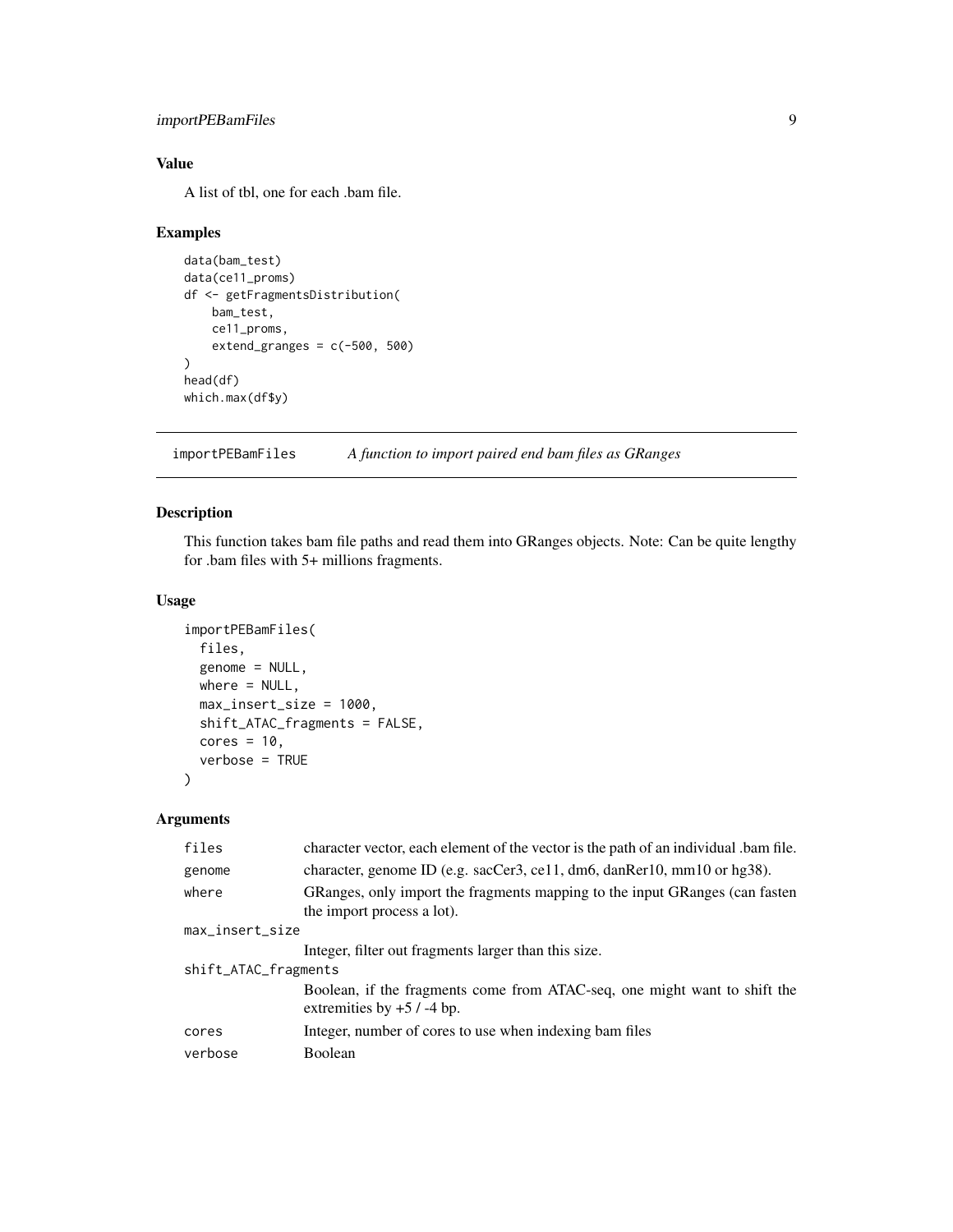## Value

A list of tbl, one for each .bam file.

## Examples

```
data(bam_test)
data(ce11_proms)
df <- getFragmentsDistribution(
    bam_test,
    ce11_proms,
    extend_granges = c(-500, 500)
)
head(df)
which.max(df$y)
```

---

# importPEBamFiles    *A function to import paired end bam files as GRanges*

## Description

This function takes bam file paths and read them into GRanges objects. Note: Can be quite lengthy for .bam files with 5+ millions fragments.

## Usage

```
importPEBamFiles(
  files,
  genome = NULL,
  where = NULL,
  max_insert_size = 1000,
  shift_ATAC_fragments = FALSE,
  cores = 10,
  verbose = TRUE
)
```

## Arguments

| | |
|---|---|
| files | character vector, each element of the vector is the path of an individual .bam file. |
| genome | character, genome ID (e.g. sacCer3, ce11, dm6, danRer10, mm10 or hg38). |
| where | GRanges, only import the fragments mapping to the input GRanges (can fasten the import process a lot). |
| max_insert_size | Integer, filter out fragments larger than this size. |
| shift_ATAC_fragments | Boolean, if the fragments come from ATAC-seq, one might want to shift the extremities by +5 / -4 bp. |
| cores | Integer, number of cores to use when indexing bam files |
| verbose | Boolean |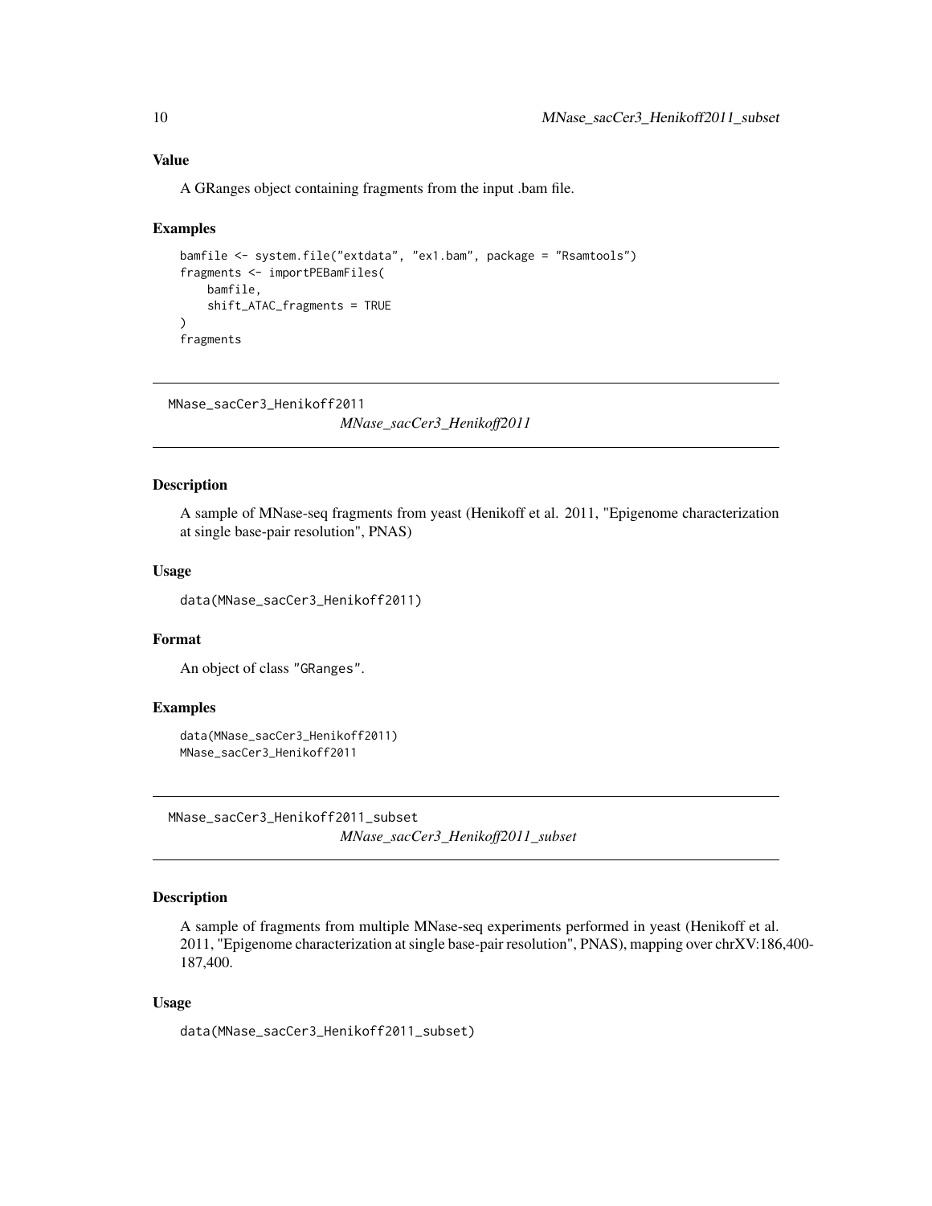## Value

A GRanges object containing fragments from the input .bam file.

## Examples

```
bamfile <- system.file("extdata", "ex1.bam", package = "Rsamtools")
fragments <- importPEBamFiles(
    bamfile,
    shift_ATAC_fragments = TRUE
)
fragments
```

---

# MNase_sacCer3_Henikoff2011

*MNase_sacCer3_Henikoff2011*

## Description

A sample of MNase-seq fragments from yeast (Henikoff et al. 2011, "Epigenome characterization at single base-pair resolution", PNAS)

## Usage

```
data(MNase_sacCer3_Henikoff2011)
```

## Format

An object of class "GRanges".

## Examples

```
data(MNase_sacCer3_Henikoff2011)
MNase_sacCer3_Henikoff2011
```

---

# MNase_sacCer3_Henikoff2011_subset

*MNase_sacCer3_Henikoff2011_subset*

## Description

A sample of fragments from multiple MNase-seq experiments performed in yeast (Henikoff et al. 2011, "Epigenome characterization at single base-pair resolution", PNAS), mapping over chrXV:186,400-187,400.

## Usage

```
data(MNase_sacCer3_Henikoff2011_subset)
```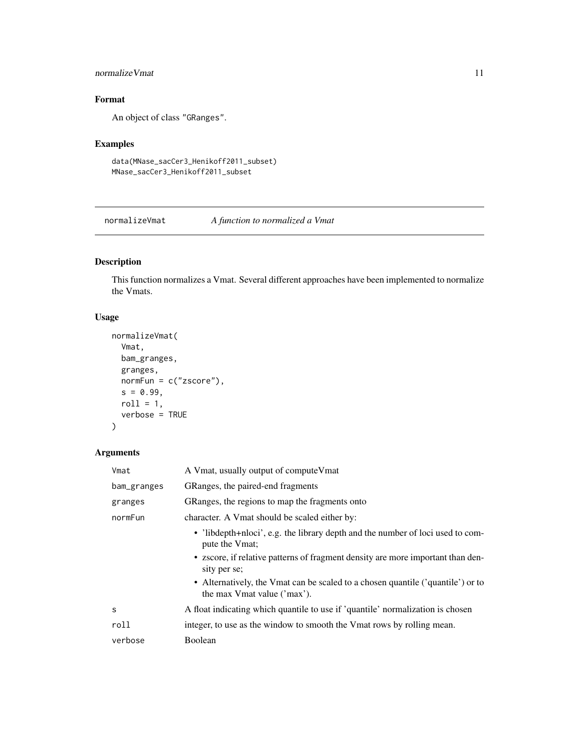## Format

An object of class "GRanges".

## Examples

```
data(MNase_sacCer3_Henikoff2011_subset)
MNase_sacCer3_Henikoff2011_subset
```

---

# normalizeVmat — *A function to normalized a Vmat*

## Description

This function normalizes a Vmat. Several different approaches have been implemented to normalize the Vmats.

## Usage

```
normalizeVmat(
  Vmat,
  bam_granges,
  granges,
  normFun = c("zscore"),
  s = 0.99,
  roll = 1,
  verbose = TRUE
)
```

## Arguments

| | |
|---|---|
| Vmat | A Vmat, usually output of computeVmat |
| bam_granges | GRanges, the paired-end fragments |
| granges | GRanges, the regions to map the fragments onto |
| normFun | character. A Vmat should be scaled either by: <br> • 'libdepth+nloci', e.g. the library depth and the number of loci used to compute the Vmat; <br> • zscore, if relative patterns of fragment density are more important than density per se; <br> • Alternatively, the Vmat can be scaled to a chosen quantile ('quantile') or to the max Vmat value ('max'). |
| s | A float indicating which quantile to use if 'quantile' normalization is chosen |
| roll | integer, to use as the window to smooth the Vmat rows by rolling mean. |
| verbose | Boolean |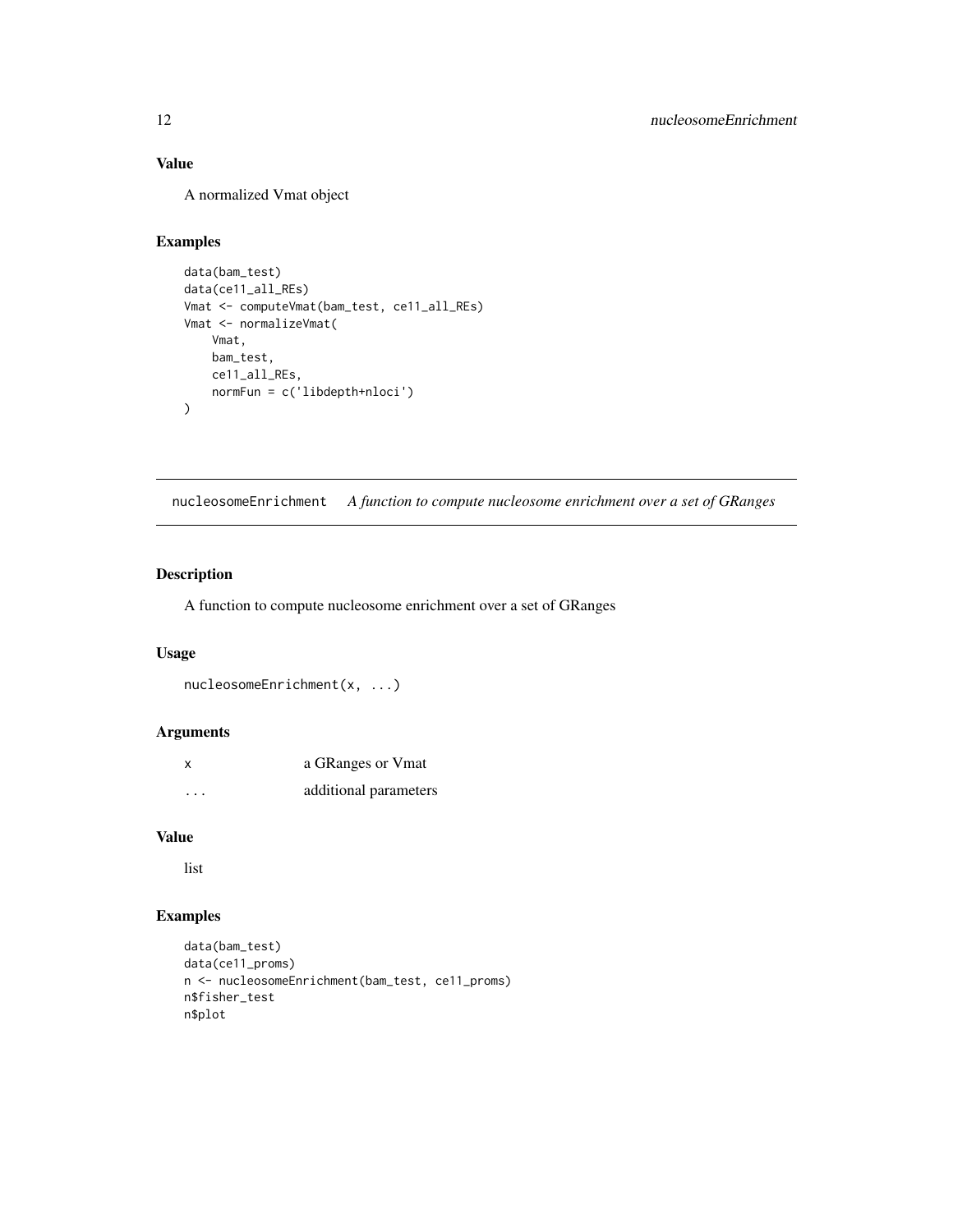### Value

A normalized Vmat object

### Examples

```
data(bam_test)
data(ce11_all_REs)
Vmat <- computeVmat(bam_test, ce11_all_REs)
Vmat <- normalizeVmat(
    Vmat,
    bam_test,
    ce11_all_REs,
    normFun = c('libdepth+nloci')
)
```

---

## nucleosomeEnrichment *A function to compute nucleosome enrichment over a set of GRanges*

---

### Description

A function to compute nucleosome enrichment over a set of GRanges

### Usage

```
nucleosomeEnrichment(x, ...)
```

### Arguments

| | |
|---|---|
| x | a GRanges or Vmat |
| ... | additional parameters |

### Value

list

### Examples

```
data(bam_test)
data(ce11_proms)
n <- nucleosomeEnrichment(bam_test, ce11_proms)
n$fisher_test
n$plot
```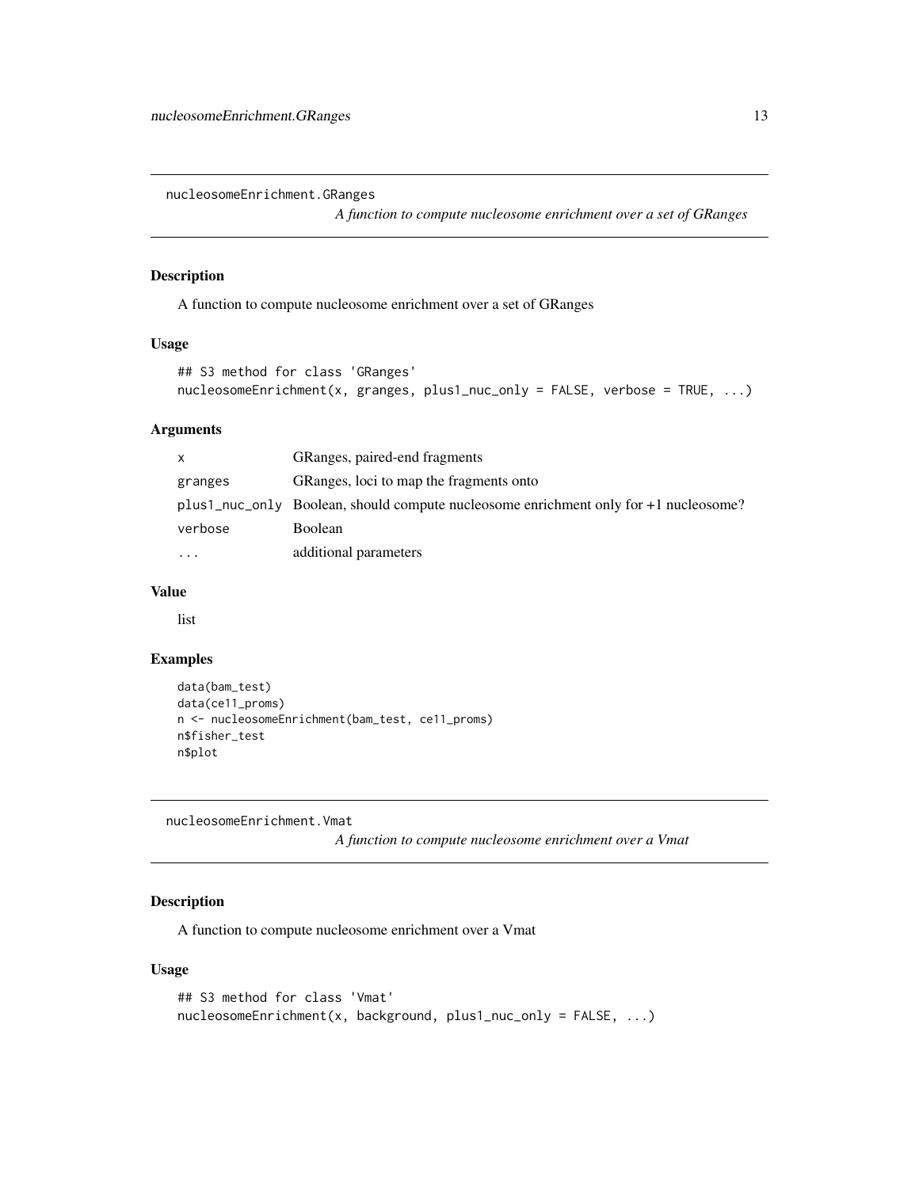## nucleosomeEnrichment.GRanges

*A function to compute nucleosome enrichment over a set of GRanges*

### Description

A function to compute nucleosome enrichment over a set of GRanges

### Usage

```
## S3 method for class 'GRanges'
nucleosomeEnrichment(x, granges, plus1_nuc_only = FALSE, verbose = TRUE, ...)
```

### Arguments

| | |
|---|---|
| x | GRanges, paired-end fragments |
| granges | GRanges, loci to map the fragments onto |
| plus1_nuc_only | Boolean, should compute nucleosome enrichment only for +1 nucleosome? |
| verbose | Boolean |
| ... | additional parameters |

### Value

list

### Examples

```
data(bam_test)
data(ce11_proms)
n <- nucleosomeEnrichment(bam_test, ce11_proms)
n$fisher_test
n$plot
```

## nucleosomeEnrichment.Vmat

*A function to compute nucleosome enrichment over a Vmat*

### Description

A function to compute nucleosome enrichment over a Vmat

### Usage

```
## S3 method for class 'Vmat'
nucleosomeEnrichment(x, background, plus1_nuc_only = FALSE, ...)
```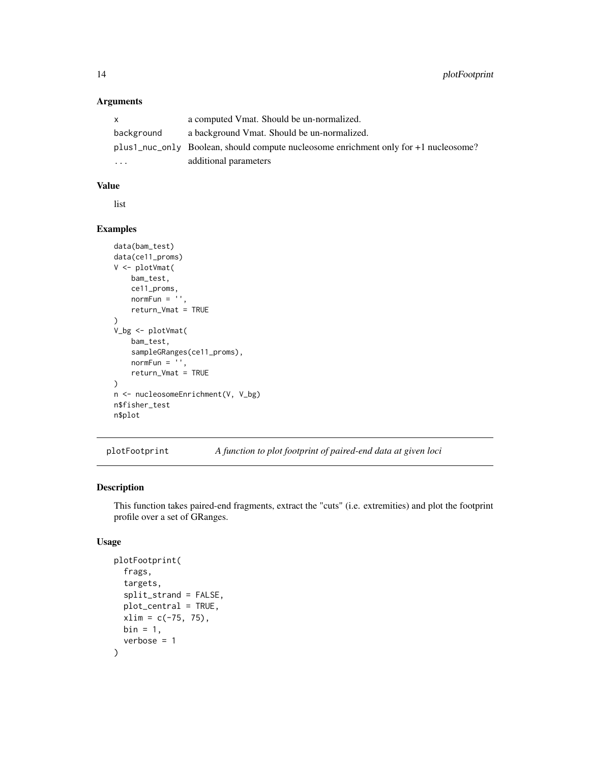### Arguments

| | |
|---|---|
| `x` | a computed Vmat. Should be un-normalized. |
| `background` | a background Vmat. Should be un-normalized. |
| `plus1_nuc_only` | Boolean, should compute nucleosome enrichment only for +1 nucleosome? |
| `...` | additional parameters |

### Value

list

### Examples

```
data(bam_test)
data(ce11_proms)
V <- plotVmat(
    bam_test,
    ce11_proms,
    normFun = '',
    return_Vmat = TRUE
)
V_bg <- plotVmat(
    bam_test,
    sampleGRanges(ce11_proms),
    normFun = '',
    return_Vmat = TRUE
)
n <- nucleosomeEnrichment(V, V_bg)
n$fisher_test
n$plot
```

---

## plotFootprint — *A function to plot footprint of paired-end data at given loci*

---

### Description

This function takes paired-end fragments, extract the "cuts" (i.e. extremities) and plot the footprint profile over a set of GRanges.

### Usage

```
plotFootprint(
  frags,
  targets,
  split_strand = FALSE,
  plot_central = TRUE,
  xlim = c(-75, 75),
  bin = 1,
  verbose = 1
)
```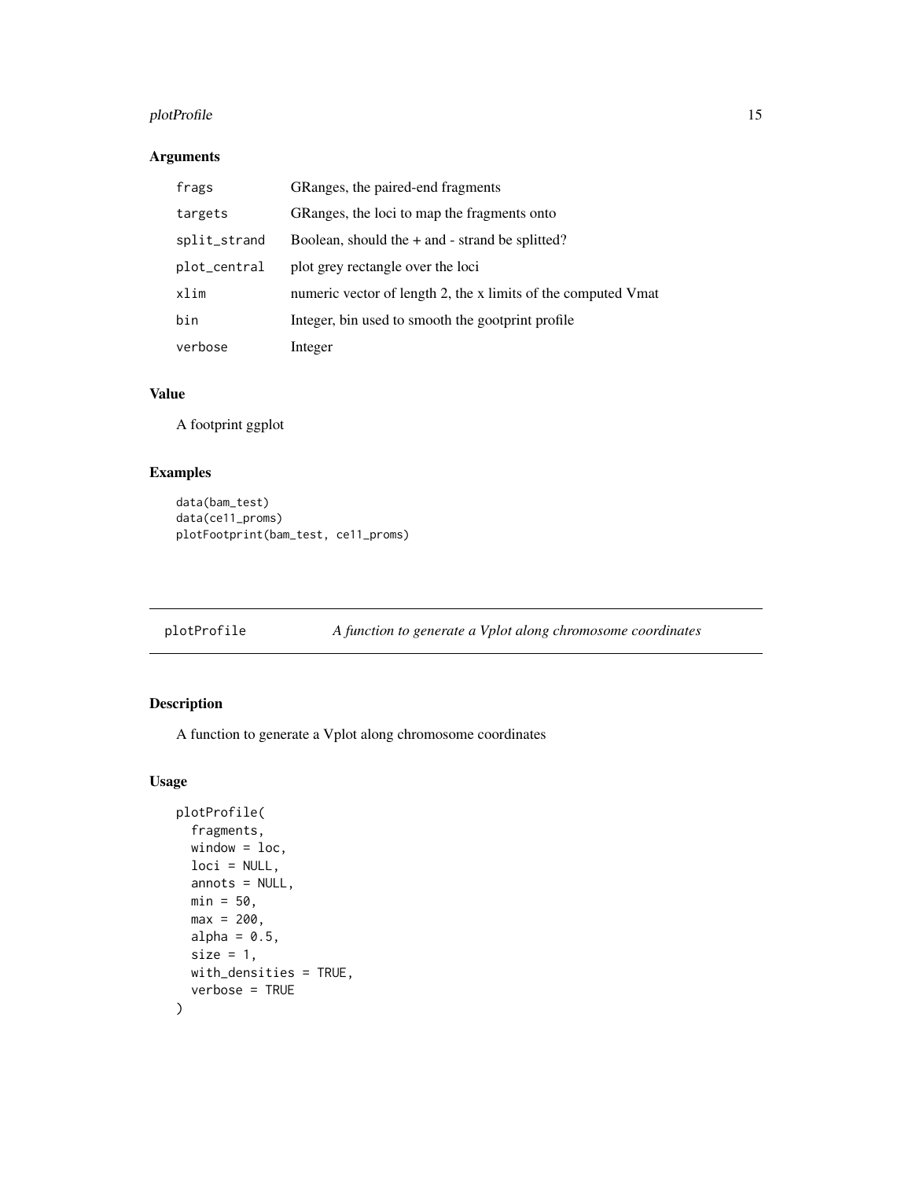### Arguments

| | |
|---|---|
| `frags` | GRanges, the paired-end fragments |
| `targets` | GRanges, the loci to map the fragments onto |
| `split_strand` | Boolean, should the + and - strand be splitted? |
| `plot_central` | plot grey rectangle over the loci |
| `xlim` | numeric vector of length 2, the x limits of the computed Vmat |
| `bin` | Integer, bin used to smooth the gootprint profile |
| `verbose` | Integer |

### Value

A footprint ggplot

### Examples

```
data(bam_test)
data(ce11_proms)
plotFootprint(bam_test, ce11_proms)
```

---

## plotProfile — *A function to generate a Vplot along chromosome coordinates*

---

### Description

A function to generate a Vplot along chromosome coordinates

### Usage

```
plotProfile(
  fragments,
  window = loc,
  loci = NULL,
  annots = NULL,
  min = 50,
  max = 200,
  alpha = 0.5,
  size = 1,
  with_densities = TRUE,
  verbose = TRUE
)
```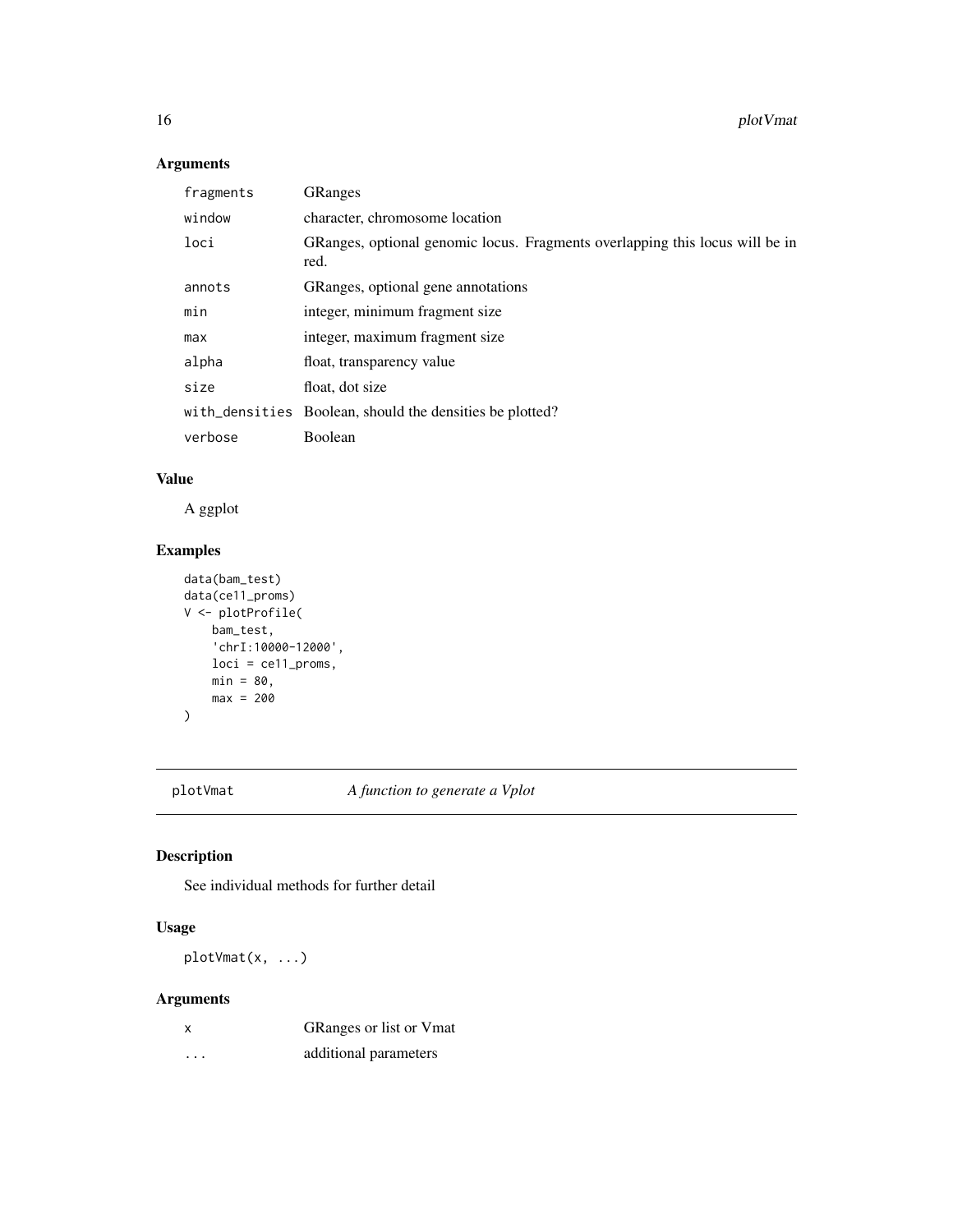## Arguments

| | |
|---|---|
| `fragments` | GRanges |
| `window` | character, chromosome location |
| `loci` | GRanges, optional genomic locus. Fragments overlapping this locus will be in red. |
| `annots` | GRanges, optional gene annotations |
| `min` | integer, minimum fragment size |
| `max` | integer, maximum fragment size |
| `alpha` | float, transparency value |
| `size` | float, dot size |
| `with_densities` | Boolean, should the densities be plotted? |
| `verbose` | Boolean |

## Value

A ggplot

## Examples

```
data(bam_test)
data(ce11_proms)
V <- plotProfile(
    bam_test,
    'chrI:10000-12000',
    loci = ce11_proms,
    min = 80,
    max = 200
)
```

---

# plotVmat *A function to generate a Vplot*

## Description

See individual methods for further detail

## Usage

```
plotVmat(x, ...)
```

## Arguments

| | |
|---|---|
| `x` | GRanges or list or Vmat |
| `...` | additional parameters |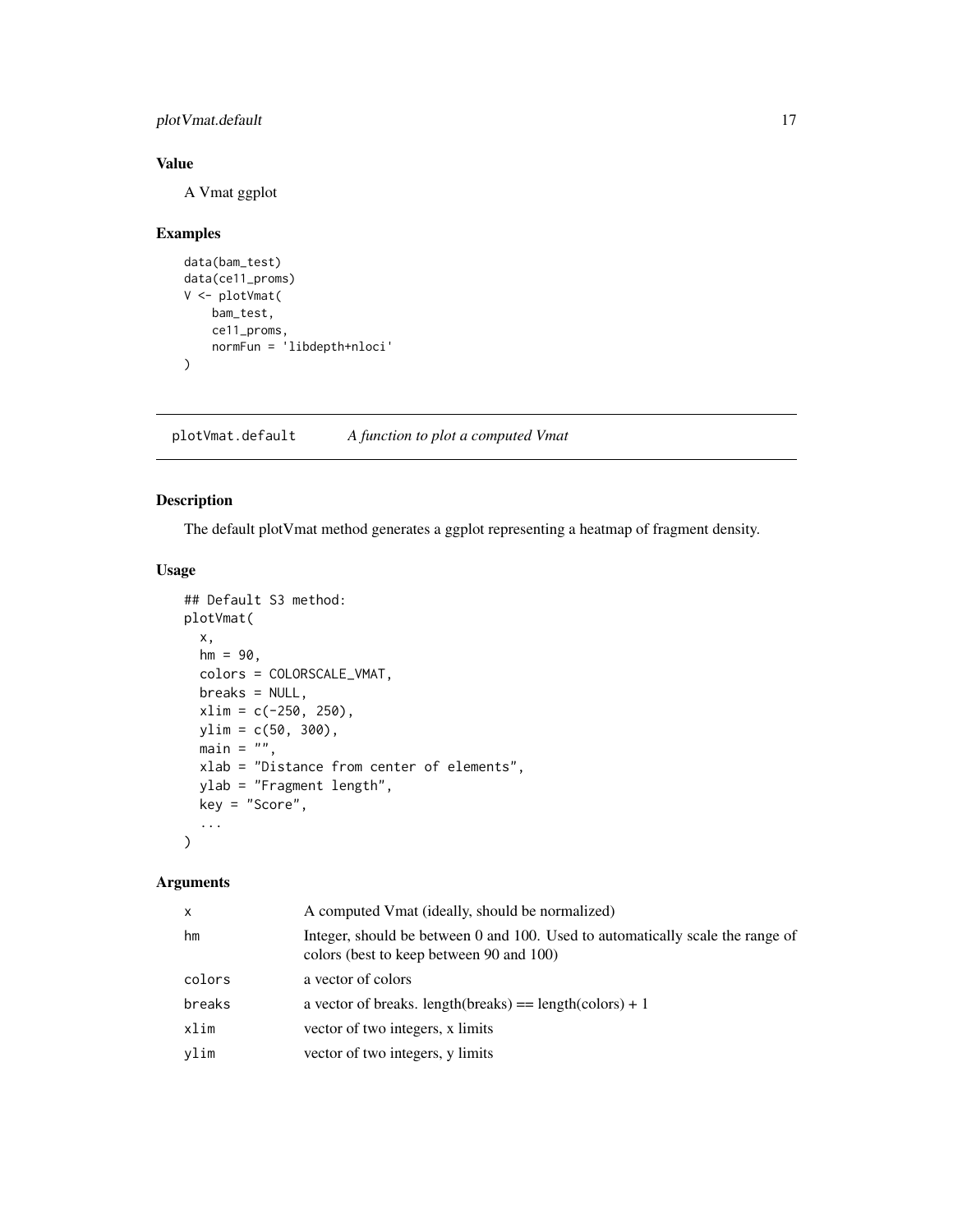### Value

A Vmat ggplot

### Examples

```
data(bam_test)
data(ce11_proms)
V <- plotVmat(
    bam_test,
    ce11_proms,
    normFun = 'libdepth+nloci'
)
```

---

## plotVmat.default    *A function to plot a computed Vmat*

### Description

The default plotVmat method generates a ggplot representing a heatmap of fragment density.

### Usage

```
## Default S3 method:
plotVmat(
  x,
  hm = 90,
  colors = COLORSCALE_VMAT,
  breaks = NULL,
  xlim = c(-250, 250),
  ylim = c(50, 300),
  main = "",
  xlab = "Distance from center of elements",
  ylab = "Fragment length",
  key = "Score",
  ...
)
```

### Arguments

| | |
|---|---|
| x | A computed Vmat (ideally, should be normalized) |
| hm | Integer, should be between 0 and 100. Used to automatically scale the range of colors (best to keep between 90 and 100) |
| colors | a vector of colors |
| breaks | a vector of breaks. length(breaks) == length(colors) + 1 |
| xlim | vector of two integers, x limits |
| ylim | vector of two integers, y limits |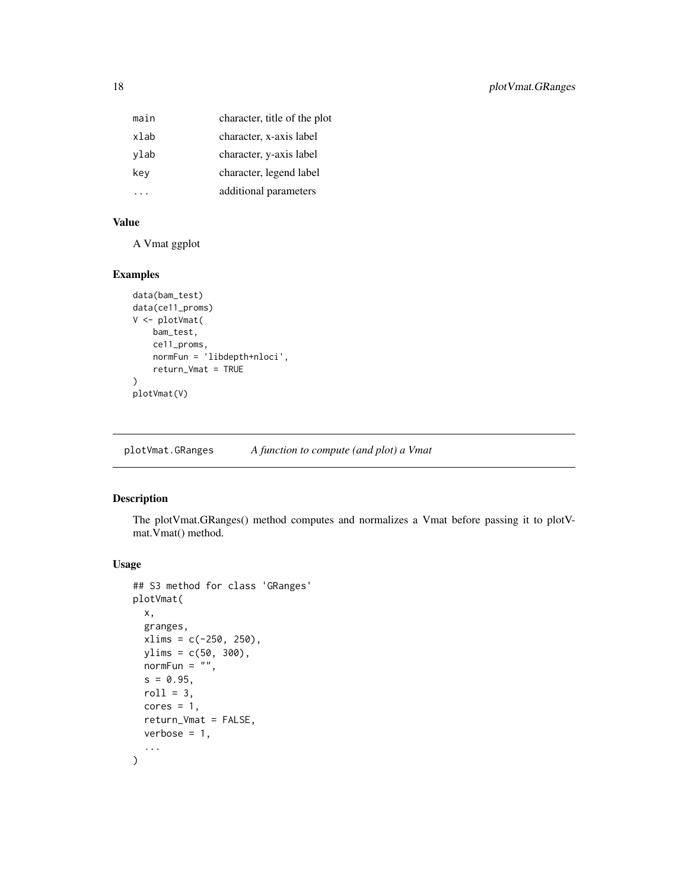| | |
|---|---|
| main | character, title of the plot |
| xlab | character, x-axis label |
| ylab | character, y-axis label |
| key | character, legend label |
| ... | additional parameters |

## Value

A Vmat ggplot

## Examples

```
data(bam_test)
data(ce11_proms)
V <- plotVmat(
    bam_test,
    ce11_proms,
    normFun = 'libdepth+nloci',
    return_Vmat = TRUE
)
plotVmat(V)
```

---

# plotVmat.GRanges *A function to compute (and plot) a Vmat*

## Description

The plotVmat.GRanges() method computes and normalizes a Vmat before passing it to plotVmat.Vmat() method.

## Usage

```
## S3 method for class 'GRanges'
plotVmat(
  x,
  granges,
  xlims = c(-250, 250),
  ylims = c(50, 300),
  normFun = "",
  s = 0.95,
  roll = 3,
  cores = 1,
  return_Vmat = FALSE,
  verbose = 1,
  ...
)
```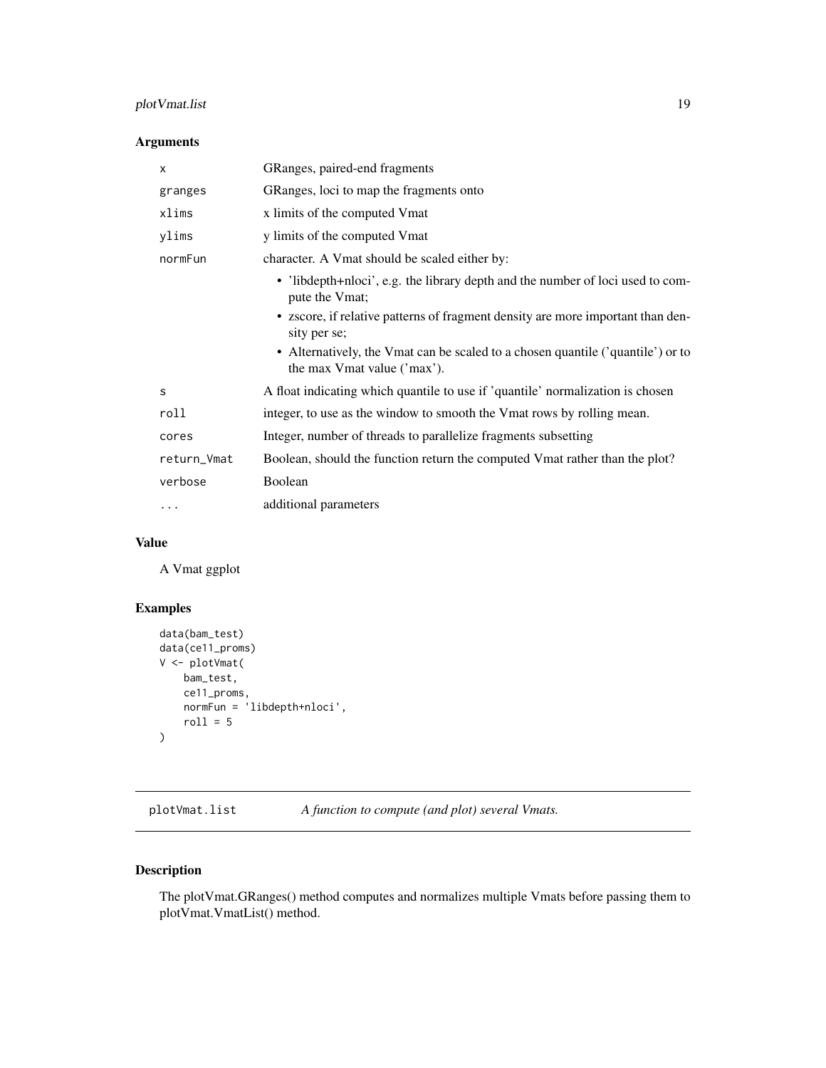## Arguments

| | |
|---|---|
| `x` | GRanges, paired-end fragments |
| `granges` | GRanges, loci to map the fragments onto |
| `xlims` | x limits of the computed Vmat |
| `ylims` | y limits of the computed Vmat |
| `normFun` | character. A Vmat should be scaled either by: <br>• 'libdepth+nloci', e.g. the library depth and the number of loci used to compute the Vmat; <br>• zscore, if relative patterns of fragment density are more important than density per se; <br>• Alternatively, the Vmat can be scaled to a chosen quantile ('quantile') or to the max Vmat value ('max'). |
| `s` | A float indicating which quantile to use if 'quantile' normalization is chosen |
| `roll` | integer, to use as the window to smooth the Vmat rows by rolling mean. |
| `cores` | Integer, number of threads to parallelize fragments subsetting |
| `return_Vmat` | Boolean, should the function return the computed Vmat rather than the plot? |
| `verbose` | Boolean |
| `...` | additional parameters |

## Value

A Vmat ggplot

## Examples

```
data(bam_test)
data(ce11_proms)
V <- plotVmat(
    bam_test,
    ce11_proms,
    normFun = 'libdepth+nloci',
    roll = 5
)
```

---

# plotVmat.list — *A function to compute (and plot) several Vmats.*

---

## Description

The plotVmat.GRanges() method computes and normalizes multiple Vmats before passing them to plotVmat.VmatList() method.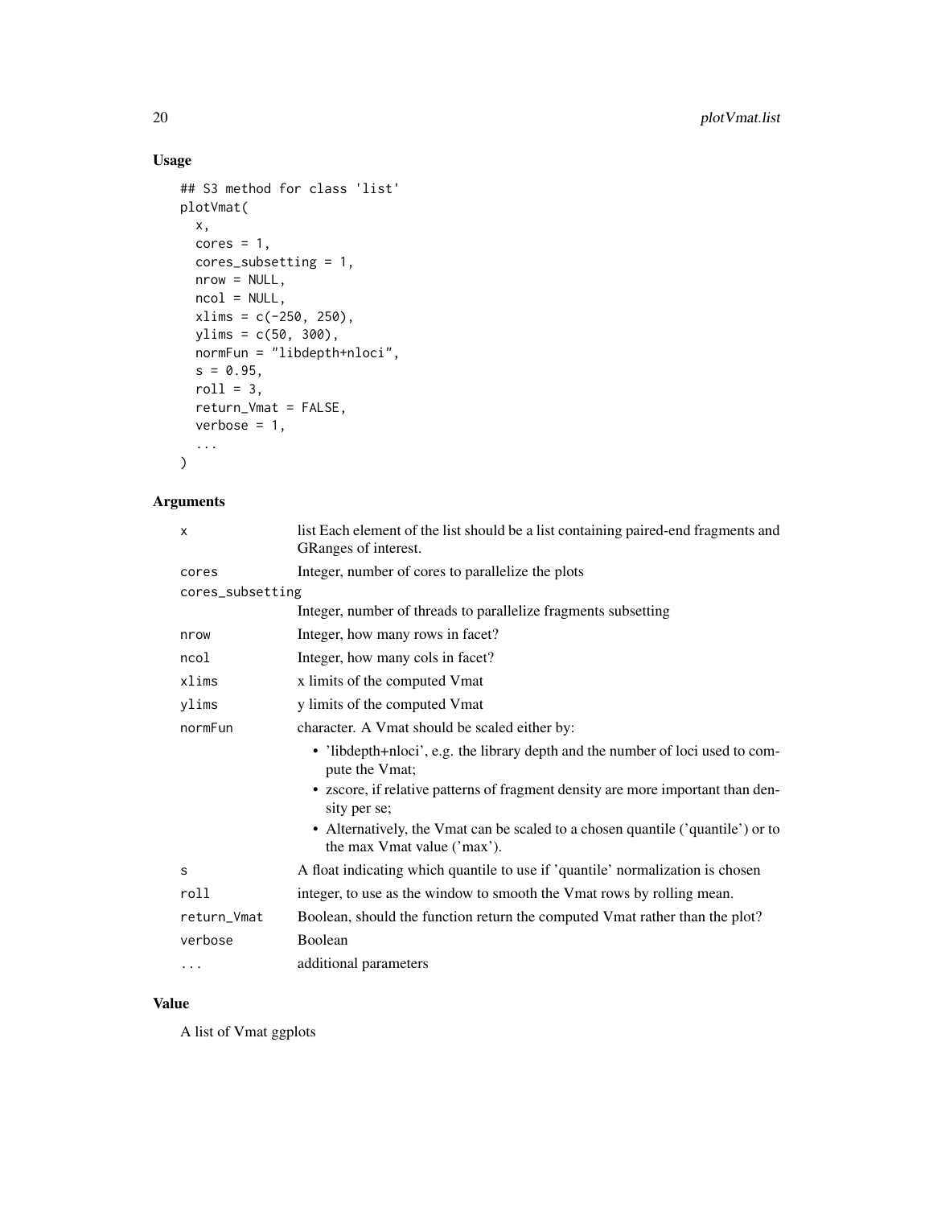## Usage

```
## S3 method for class 'list'
plotVmat(
  x,
  cores = 1,
  cores_subsetting = 1,
  nrow = NULL,
  ncol = NULL,
  xlims = c(-250, 250),
  ylims = c(50, 300),
  normFun = "libdepth+nloci",
  s = 0.95,
  roll = 3,
  return_Vmat = FALSE,
  verbose = 1,
  ...
)
```

## Arguments

| | |
|---|---|
| `x` | list Each element of the list should be a list containing paired-end fragments and GRanges of interest. |
| `cores` | Integer, number of cores to parallelize the plots |
| `cores_subsetting` | Integer, number of threads to parallelize fragments subsetting |
| `nrow` | Integer, how many rows in facet? |
| `ncol` | Integer, how many cols in facet? |
| `xlims` | x limits of the computed Vmat |
| `ylims` | y limits of the computed Vmat |
| `normFun` | character. A Vmat should be scaled either by: <br>• 'libdepth+nloci', e.g. the library depth and the number of loci used to compute the Vmat; <br>• zscore, if relative patterns of fragment density are more important than density per se; <br>• Alternatively, the Vmat can be scaled to a chosen quantile ('quantile') or to the max Vmat value ('max'). |
| `s` | A float indicating which quantile to use if 'quantile' normalization is chosen |
| `roll` | integer, to use as the window to smooth the Vmat rows by rolling mean. |
| `return_Vmat` | Boolean, should the function return the computed Vmat rather than the plot? |
| `verbose` | Boolean |
| `...` | additional parameters |

## Value

A list of Vmat ggplots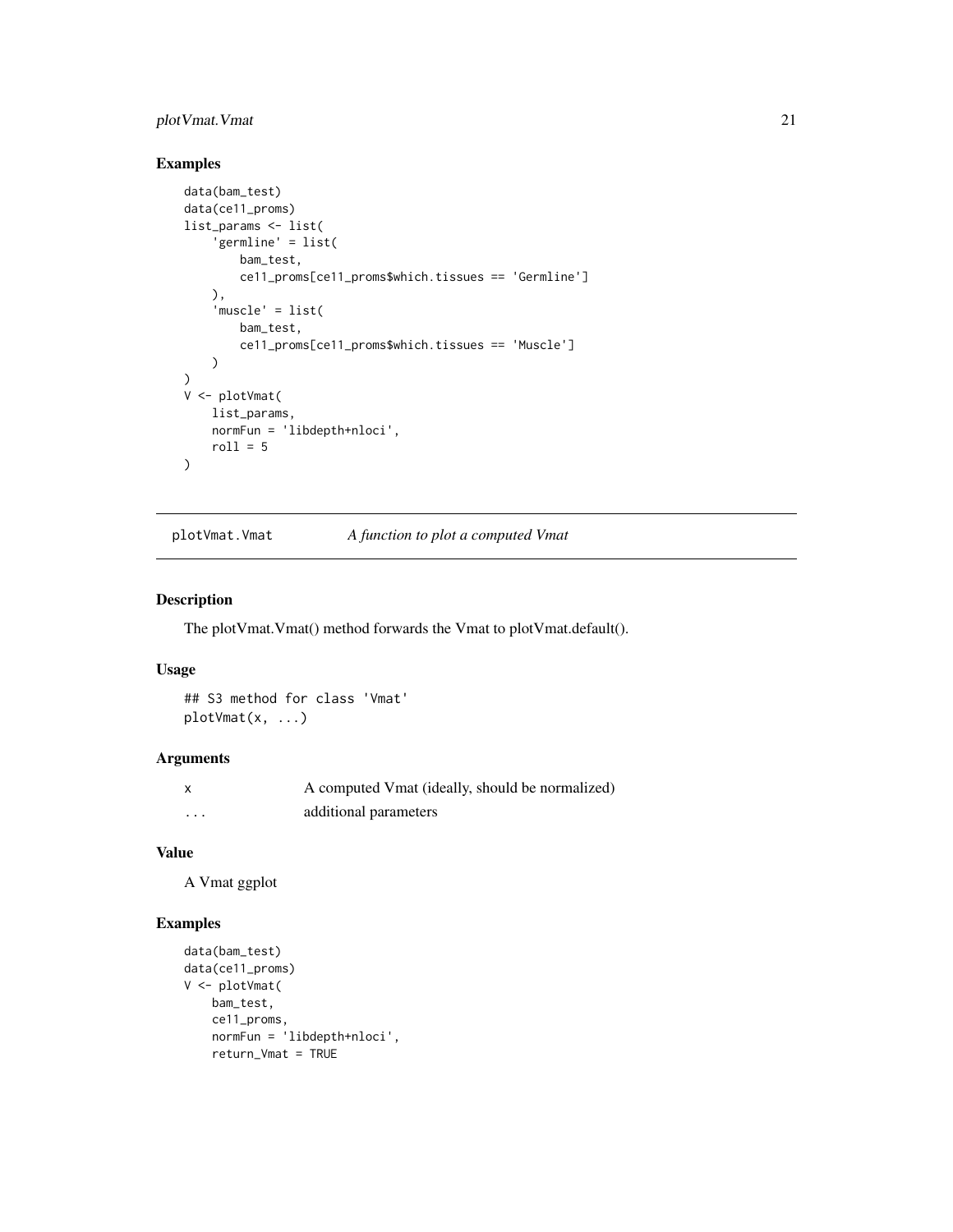## Examples

```
data(bam_test)
data(ce11_proms)
list_params <- list(
    'germline' = list(
        bam_test,
        ce11_proms[ce11_proms$which.tissues == 'Germline']
    ),
    'muscle' = list(
        bam_test,
        ce11_proms[ce11_proms$which.tissues == 'Muscle']
    )
)
V <- plotVmat(
    list_params,
    normFun = 'libdepth+nloci',
    roll = 5
)
```

---

`plotVmat.Vmat` *A function to plot a computed Vmat*

---

## Description

The plotVmat.Vmat() method forwards the Vmat to plotVmat.default().

## Usage

```
## S3 method for class 'Vmat'
plotVmat(x, ...)
```

## Arguments

| | |
|---|---|
| x | A computed Vmat (ideally, should be normalized) |
| ... | additional parameters |

## Value

A Vmat ggplot

## Examples

```
data(bam_test)
data(ce11_proms)
V <- plotVmat(
    bam_test,
    ce11_proms,
    normFun = 'libdepth+nloci',
    return_Vmat = TRUE
```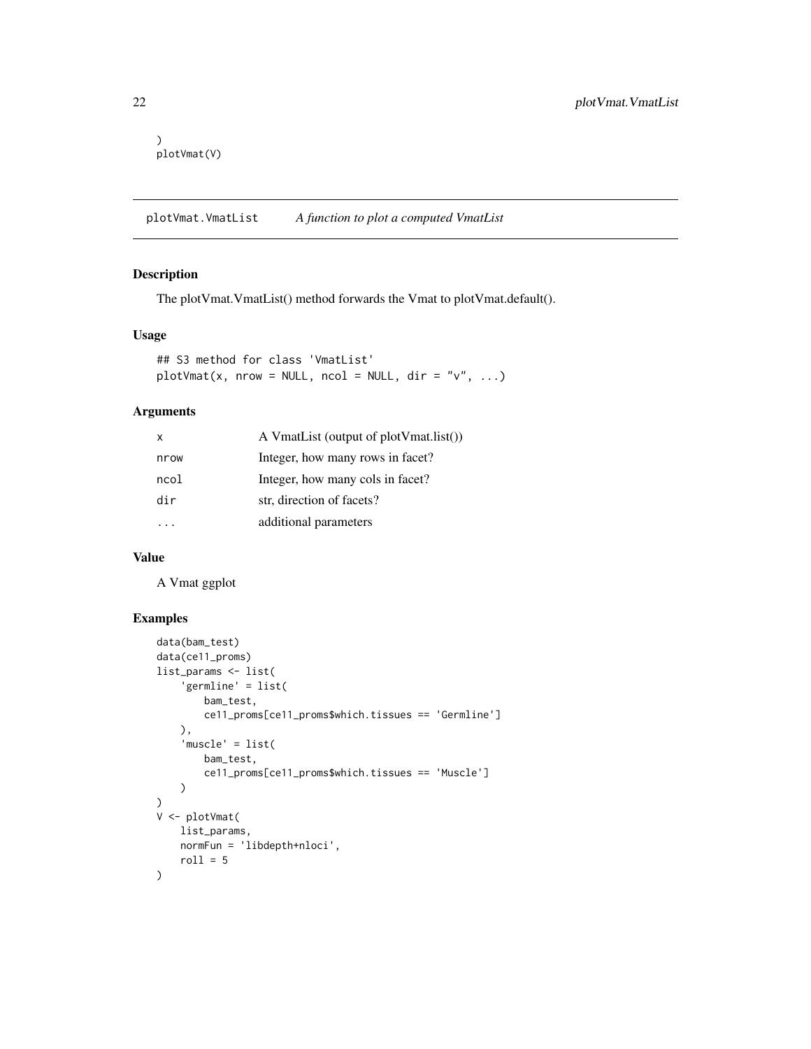```
)
plotVmat(V)
```

## plotVmat.VmatList *A function to plot a computed VmatList*

### Description

The plotVmat.VmatList() method forwards the Vmat to plotVmat.default().

### Usage

```
## S3 method for class 'VmatList'
plotVmat(x, nrow = NULL, ncol = NULL, dir = "v", ...)
```

### Arguments

| | |
|---|---|
| x | A VmatList (output of plotVmat.list()) |
| nrow | Integer, how many rows in facet? |
| ncol | Integer, how many cols in facet? |
| dir | str, direction of facets? |
| ... | additional parameters |

### Value

A Vmat ggplot

### Examples

```
data(bam_test)
data(ce11_proms)
list_params <- list(
    'germline' = list(
        bam_test,
        ce11_proms[ce11_proms$which.tissues == 'Germline']
    ),
    'muscle' = list(
        bam_test,
        ce11_proms[ce11_proms$which.tissues == 'Muscle']
    )
)
V <- plotVmat(
    list_params,
    normFun = 'libdepth+nloci',
    roll = 5
)
```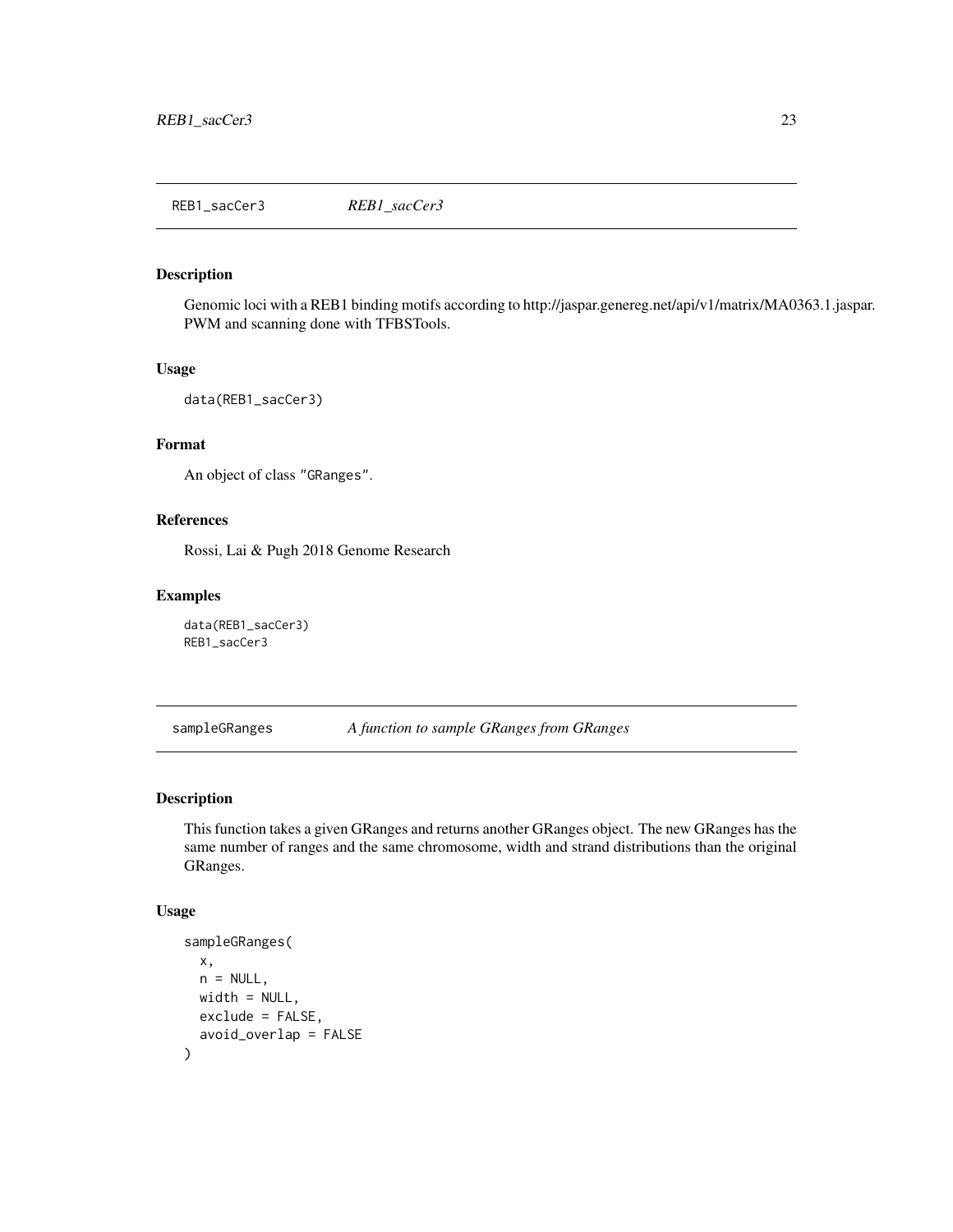## REB1_sacCer3 *REB1_sacCer3*

### Description

Genomic loci with a REB1 binding motifs according to http://jaspar.genereg.net/api/v1/matrix/MA0363.1.jaspar. PWM and scanning done with TFBSTools.

### Usage

```
data(REB1_sacCer3)
```

### Format

An object of class "GRanges".

### References

Rossi, Lai & Pugh 2018 Genome Research

### Examples

```
data(REB1_sacCer3)
REB1_sacCer3
```

## sampleGRanges *A function to sample GRanges from GRanges*

### Description

This function takes a given GRanges and returns another GRanges object. The new GRanges has the same number of ranges and the same chromosome, width and strand distributions than the original GRanges.

### Usage

```
sampleGRanges(
  x,
  n = NULL,
  width = NULL,
  exclude = FALSE,
  avoid_overlap = FALSE
)
```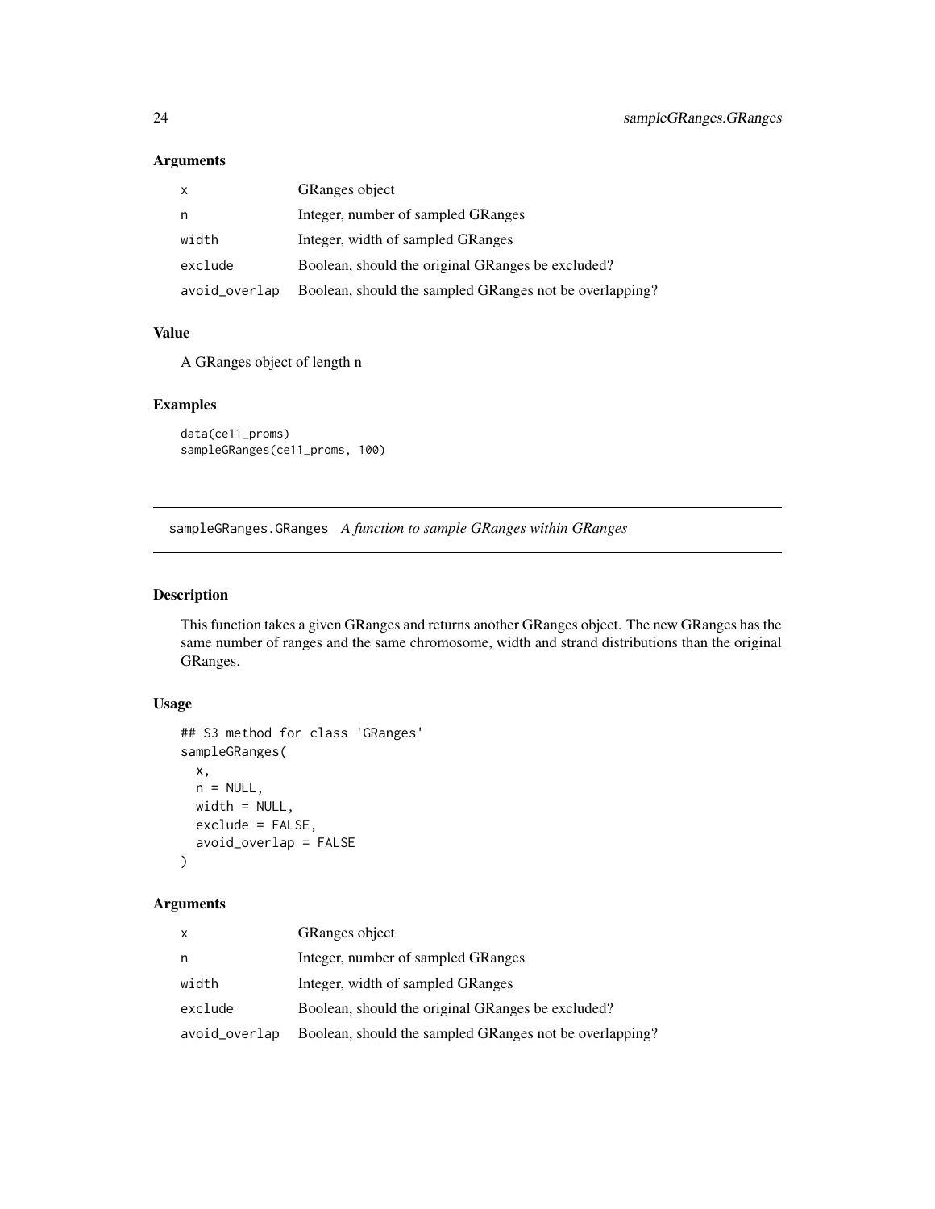## Arguments

| | |
|---|---|
| `x` | GRanges object |
| `n` | Integer, number of sampled GRanges |
| `width` | Integer, width of sampled GRanges |
| `exclude` | Boolean, should the original GRanges be excluded? |
| `avoid_overlap` | Boolean, should the sampled GRanges not be overlapping? |

## Value

A GRanges object of length n

## Examples

```
data(ce11_proms)
sampleGRanges(ce11_proms, 100)
```

---

# sampleGRanges.GRanges *A function to sample GRanges within GRanges*

---

## Description

This function takes a given GRanges and returns another GRanges object. The new GRanges has the same number of ranges and the same chromosome, width and strand distributions than the original GRanges.

## Usage

```
## S3 method for class 'GRanges'
sampleGRanges(
  x,
  n = NULL,
  width = NULL,
  exclude = FALSE,
  avoid_overlap = FALSE
)
```

## Arguments

| | |
|---|---|
| `x` | GRanges object |
| `n` | Integer, number of sampled GRanges |
| `width` | Integer, width of sampled GRanges |
| `exclude` | Boolean, should the original GRanges be excluded? |
| `avoid_overlap` | Boolean, should the sampled GRanges not be overlapping? |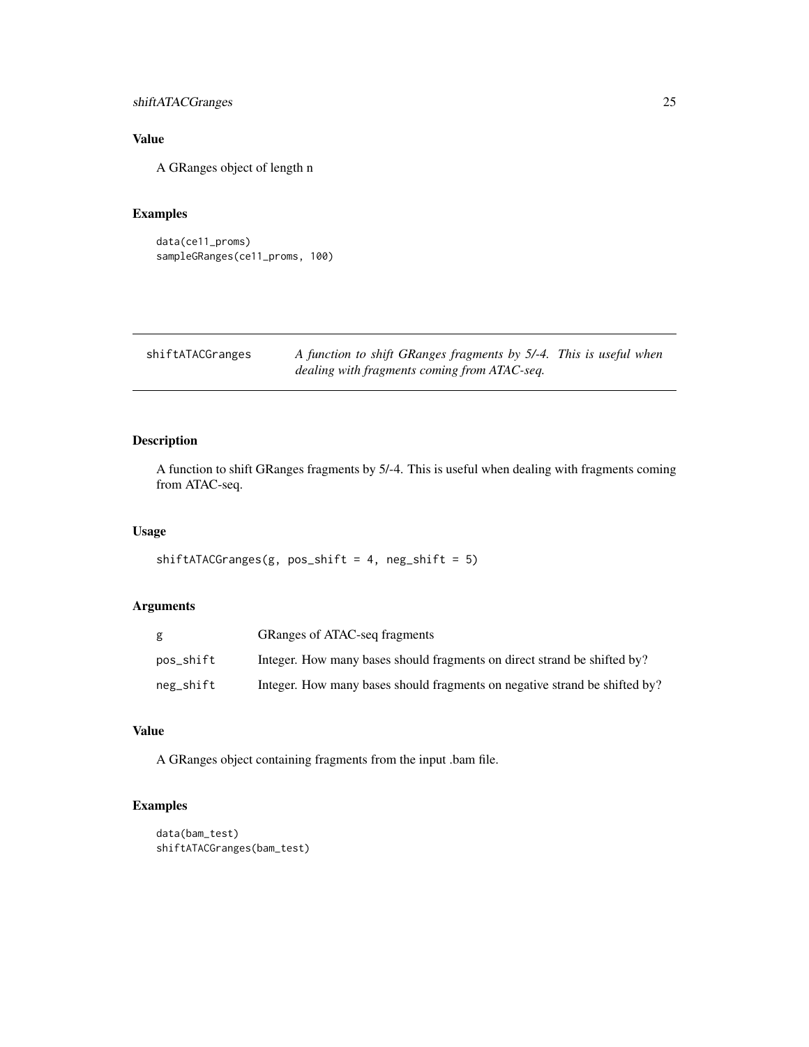## Value

A GRanges object of length n

## Examples

```
data(ce11_proms)
sampleGRanges(ce11_proms, 100)
```

---

# shiftATACGranges

*A function to shift GRanges fragments by 5/-4. This is useful when dealing with fragments coming from ATAC-seq.*

---

## Description

A function to shift GRanges fragments by 5/-4. This is useful when dealing with fragments coming from ATAC-seq.

## Usage

```
shiftATACGranges(g, pos_shift = 4, neg_shift = 5)
```

## Arguments

| | |
|---|---|
| `g` | GRanges of ATAC-seq fragments |
| `pos_shift` | Integer. How many bases should fragments on direct strand be shifted by? |
| `neg_shift` | Integer. How many bases should fragments on negative strand be shifted by? |

## Value

A GRanges object containing fragments from the input .bam file.

## Examples

```
data(bam_test)
shiftATACGranges(bam_test)
```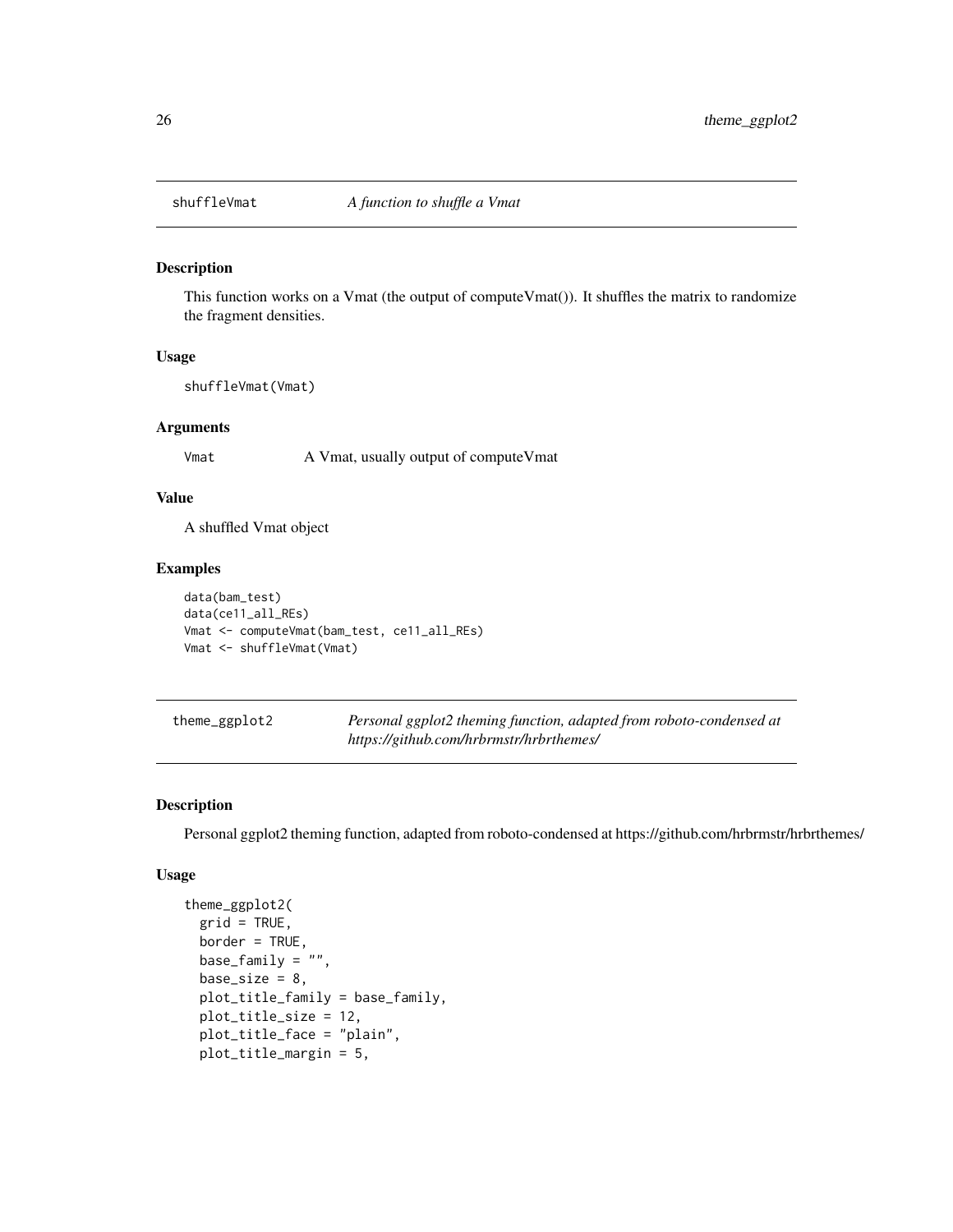## shuffleVmat — *A function to shuffle a Vmat*

### Description

This function works on a Vmat (the output of computeVmat()). It shuffles the matrix to randomize the fragment densities.

### Usage

```
shuffleVmat(Vmat)
```

### Arguments

| | |
|---|---|
| Vmat | A Vmat, usually output of computeVmat |

### Value

A shuffled Vmat object

### Examples

```
data(bam_test)
data(ce11_all_REs)
Vmat <- computeVmat(bam_test, ce11_all_REs)
Vmat <- shuffleVmat(Vmat)
```

## theme_ggplot2 — *Personal ggplot2 theming function, adapted from roboto-condensed at https://github.com/hrbrmstr/hrbrthemes/*

### Description

Personal ggplot2 theming function, adapted from roboto-condensed at https://github.com/hrbrmstr/hrbrthemes/

### Usage

```
theme_ggplot2(
  grid = TRUE,
  border = TRUE,
  base_family = "",
  base_size = 8,
  plot_title_family = base_family,
  plot_title_size = 12,
  plot_title_face = "plain",
  plot_title_margin = 5,
```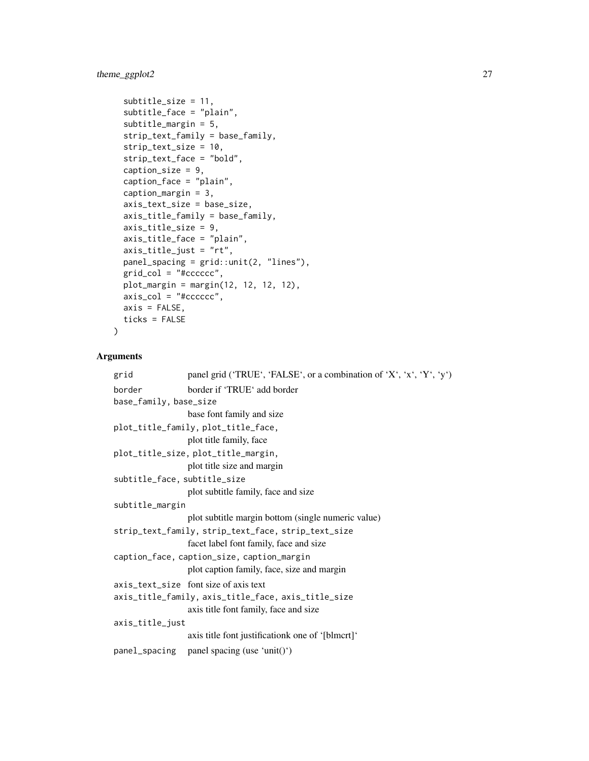```
  subtitle_size = 11,
  subtitle_face = "plain",
  subtitle_margin = 5,
  strip_text_family = base_family,
  strip_text_size = 10,
  strip_text_face = "bold",
  caption_size = 9,
  caption_face = "plain",
  caption_margin = 3,
  axis_text_size = base_size,
  axis_title_family = base_family,
  axis_title_size = 9,
  axis_title_face = "plain",
  axis_title_just = "rt",
  panel_spacing = grid::unit(2, "lines"),
  grid_col = "#cccccc",
  plot_margin = margin(12, 12, 12, 12),
  axis_col = "#cccccc",
  axis = FALSE,
  ticks = FALSE
)
```

## Arguments

`grid` panel grid (‘TRUE‘, ‘FALSE‘, or a combination of ‘X‘, ‘x‘, ‘Y‘, ‘y‘)

`border` border if ‘TRUE‘ add border

`base_family, base_size`
base font family and size

`plot_title_family, plot_title_face,`
plot title family, face

`plot_title_size, plot_title_margin,`
plot title size and margin

`subtitle_face, subtitle_size`
plot subtitle family, face and size

`subtitle_margin`
plot subtitle margin bottom (single numeric value)

`strip_text_family, strip_text_face, strip_text_size`
facet label font family, face and size

`caption_face, caption_size, caption_margin`
plot caption family, face, size and margin

`axis_text_size` font size of axis text

`axis_title_family, axis_title_face, axis_title_size`
axis title font family, face and size

`axis_title_just`
axis title font justificationk one of ‘[blmcrt]‘

`panel_spacing` panel spacing (use ‘unit()‘)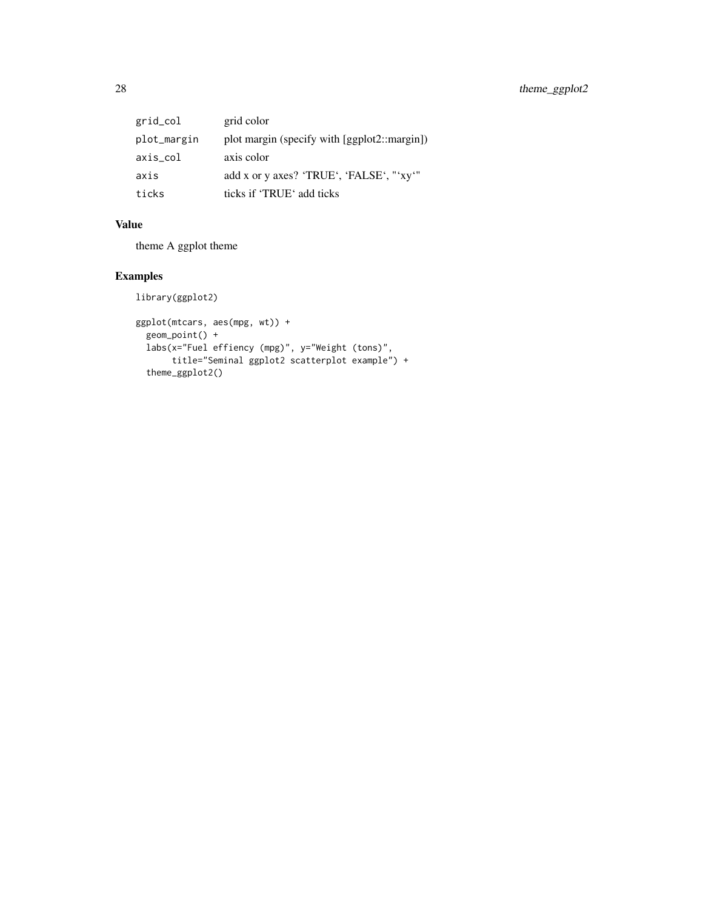| | |
|---|---|
| `grid_col` | grid color |
| `plot_margin` | plot margin (specify with [ggplot2::margin]) |
| `axis_col` | axis color |
| `axis` | add x or y axes? ‘TRUE‘, ‘FALSE‘, "‘xy‘" |
| `ticks` | ticks if ‘TRUE‘ add ticks |

## Value

theme A ggplot theme

## Examples

```
library(ggplot2)

ggplot(mtcars, aes(mpg, wt)) +
  geom_point() +
  labs(x="Fuel effiency (mpg)", y="Weight (tons)",
       title="Seminal ggplot2 scatterplot example") +
  theme_ggplot2()
```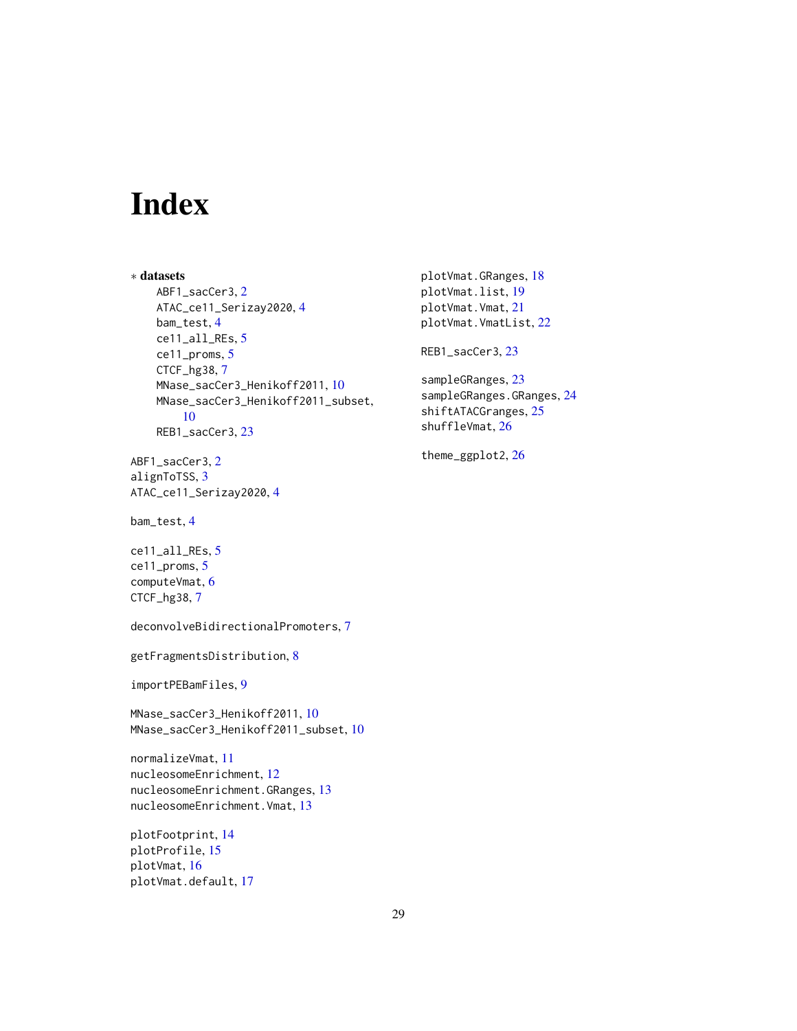# Index

∗ **datasets**

- ABF1_sacCer3, 2
- ATAC_ce11_Serizay2020, 4
- bam_test, 4
- ce11_all_REs, 5
- ce11_proms, 5
- CTCF_hg38, 7
- MNase_sacCer3_Henikoff2011, 10
- MNase_sacCer3_Henikoff2011_subset, 10
- REB1_sacCer3, 23

ABF1_sacCer3, 2
alignToTSS, 3
ATAC_ce11_Serizay2020, 4

bam_test, 4

ce11_all_REs, 5
ce11_proms, 5
computeVmat, 6
CTCF_hg38, 7

deconvolveBidirectionalPromoters, 7

getFragmentsDistribution, 8

importPEBamFiles, 9

MNase_sacCer3_Henikoff2011, 10
MNase_sacCer3_Henikoff2011_subset, 10

normalizeVmat, 11
nucleosomeEnrichment, 12
nucleosomeEnrichment.GRanges, 13
nucleosomeEnrichment.Vmat, 13

plotFootprint, 14
plotProfile, 15
plotVmat, 16
plotVmat.default, 17
plotVmat.GRanges, 18
plotVmat.list, 19
plotVmat.Vmat, 21
plotVmat.VmatList, 22

REB1_sacCer3, 23

sampleGRanges, 23
sampleGRanges.GRanges, 24
shiftATACGranges, 25
shuffleVmat, 26

theme_ggplot2, 26